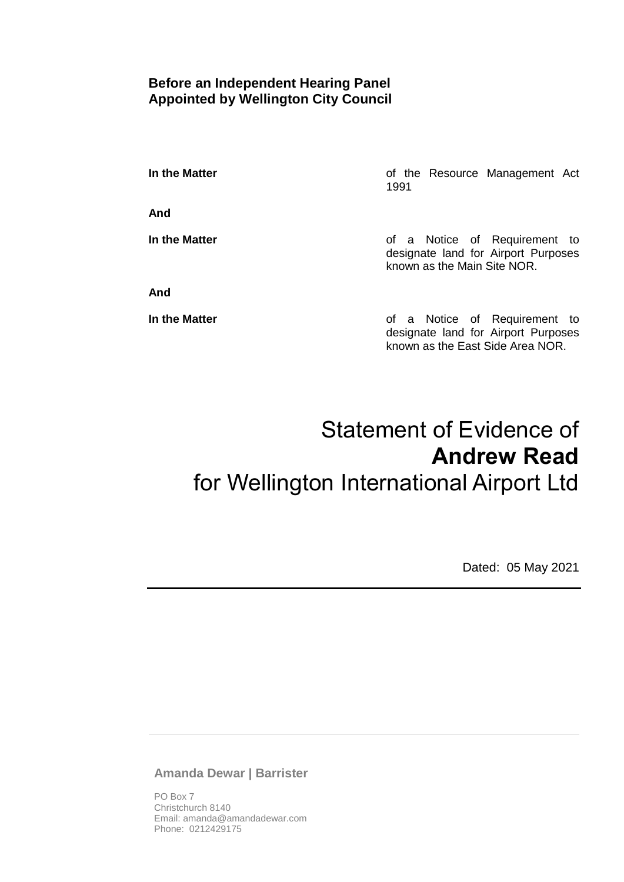**Before an Independent Hearing Panel**
**Appointed by Wellington City Council**

| | |
|---|---|
| **In the Matter** | of the Resource Management Act 1991 |
| **And** | |
| **In the Matter** | of a Notice of Requirement to designate land for Airport Purposes known as the Main Site NOR. |
| **And** | |
| **In the Matter** | of a Notice of Requirement to designate land for Airport Purposes known as the East Side Area NOR. |

# Statement of Evidence of **Andrew Read** for Wellington International Airport Ltd

Dated: 05 May 2021

---

**Amanda Dewar | Barrister**

PO Box 7
Christchurch 8140
Email: amanda@amandadewar.com
Phone: 0212429175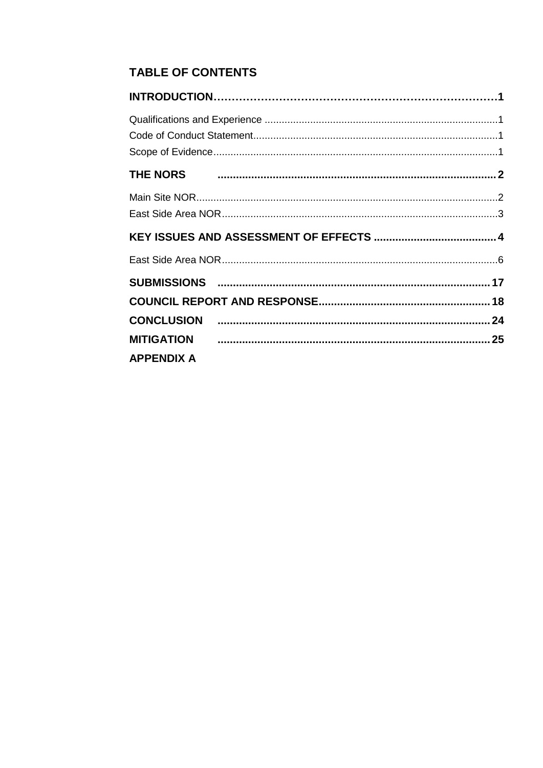# TABLE OF CONTENTS

**INTRODUCTION……………………………………………………………………1**

Qualifications and Experience ........................................................................................1

Code of Conduct Statement............................................................................................1

Scope of Evidence............................................................................................................1

**THE NORS .............................................................................................2**

Main Site NOR...................................................................................................................2

East Side Area NOR.........................................................................................................3

**KEY ISSUES AND ASSESSMENT OF EFFECTS ........................................4**

East Side Area NOR.........................................................................................................6

**SUBMISSIONS .........................................................................................17**

**COUNCIL REPORT AND RESPONSE........................................................18**

**CONCLUSION .........................................................................................24**

**MITIGATION .........................................................................................25**

**APPENDIX A**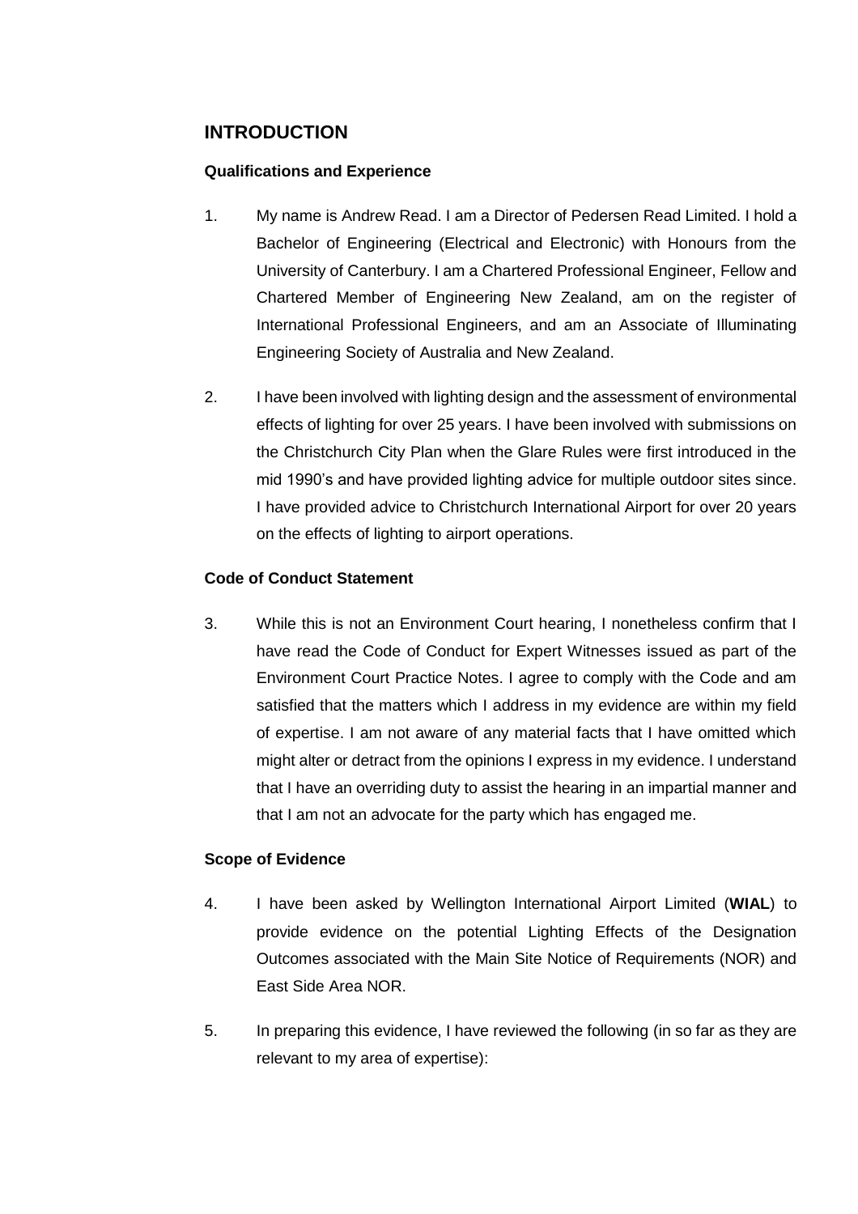## INTRODUCTION

### Qualifications and Experience

1. My name is Andrew Read. I am a Director of Pedersen Read Limited. I hold a Bachelor of Engineering (Electrical and Electronic) with Honours from the University of Canterbury. I am a Chartered Professional Engineer, Fellow and Chartered Member of Engineering New Zealand, am on the register of International Professional Engineers, and am an Associate of Illuminating Engineering Society of Australia and New Zealand.

2. I have been involved with lighting design and the assessment of environmental effects of lighting for over 25 years. I have been involved with submissions on the Christchurch City Plan when the Glare Rules were first introduced in the mid 1990's and have provided lighting advice for multiple outdoor sites since. I have provided advice to Christchurch International Airport for over 20 years on the effects of lighting to airport operations.

### Code of Conduct Statement

3. While this is not an Environment Court hearing, I nonetheless confirm that I have read the Code of Conduct for Expert Witnesses issued as part of the Environment Court Practice Notes. I agree to comply with the Code and am satisfied that the matters which I address in my evidence are within my field of expertise. I am not aware of any material facts that I have omitted which might alter or detract from the opinions I express in my evidence. I understand that I have an overriding duty to assist the hearing in an impartial manner and that I am not an advocate for the party which has engaged me.

### Scope of Evidence

4. I have been asked by Wellington International Airport Limited (**WIAL**) to provide evidence on the potential Lighting Effects of the Designation Outcomes associated with the Main Site Notice of Requirements (NOR) and East Side Area NOR.

5. In preparing this evidence, I have reviewed the following (in so far as they are relevant to my area of expertise):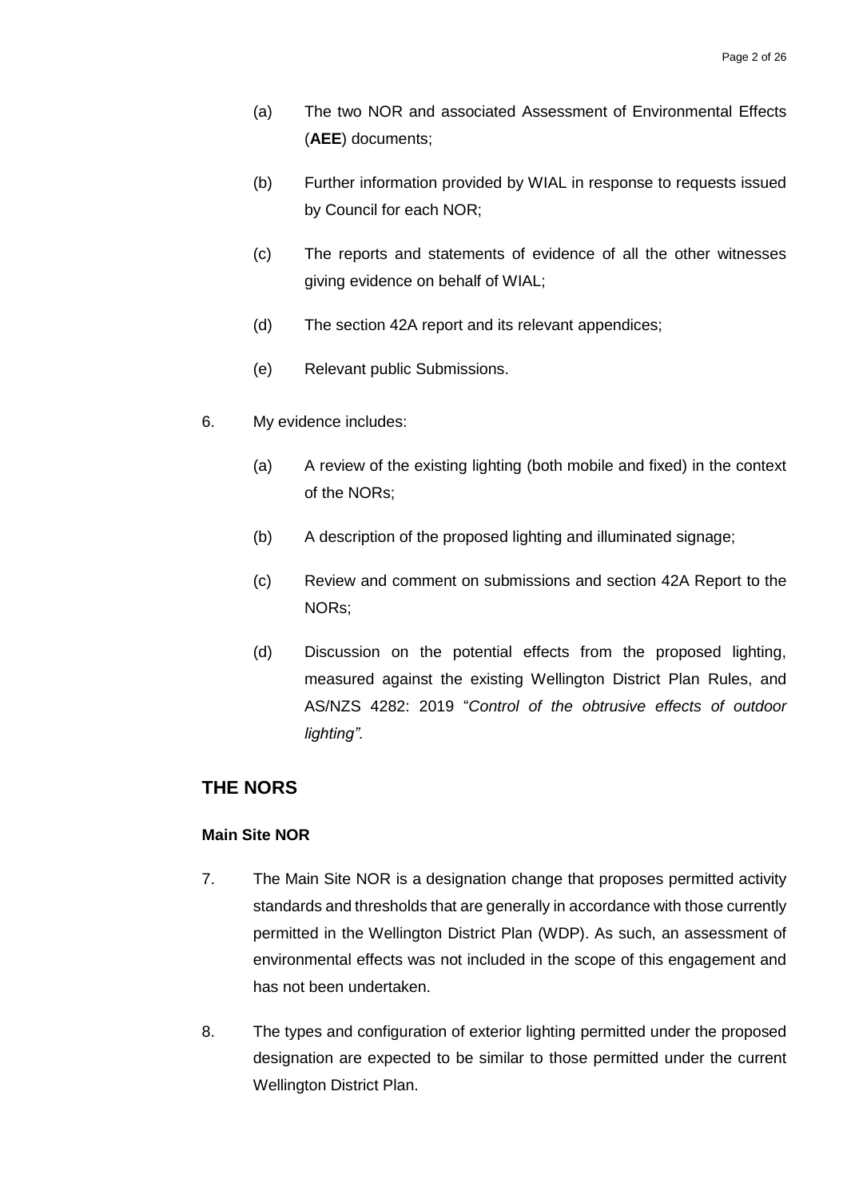(a) The two NOR and associated Assessment of Environmental Effects (**AEE**) documents;

(b) Further information provided by WIAL in response to requests issued by Council for each NOR;

(c) The reports and statements of evidence of all the other witnesses giving evidence on behalf of WIAL;

(d) The section 42A report and its relevant appendices;

(e) Relevant public Submissions.

6. My evidence includes:

   (a) A review of the existing lighting (both mobile and fixed) in the context of the NORs;

   (b) A description of the proposed lighting and illuminated signage;

   (c) Review and comment on submissions and section 42A Report to the NORs;

   (d) Discussion on the potential effects from the proposed lighting, measured against the existing Wellington District Plan Rules, and AS/NZS 4282: 2019 "*Control of the obtrusive effects of outdoor lighting".*

## THE NORS

### Main Site NOR

7. The Main Site NOR is a designation change that proposes permitted activity standards and thresholds that are generally in accordance with those currently permitted in the Wellington District Plan (WDP). As such, an assessment of environmental effects was not included in the scope of this engagement and has not been undertaken.

8. The types and configuration of exterior lighting permitted under the proposed designation are expected to be similar to those permitted under the current Wellington District Plan.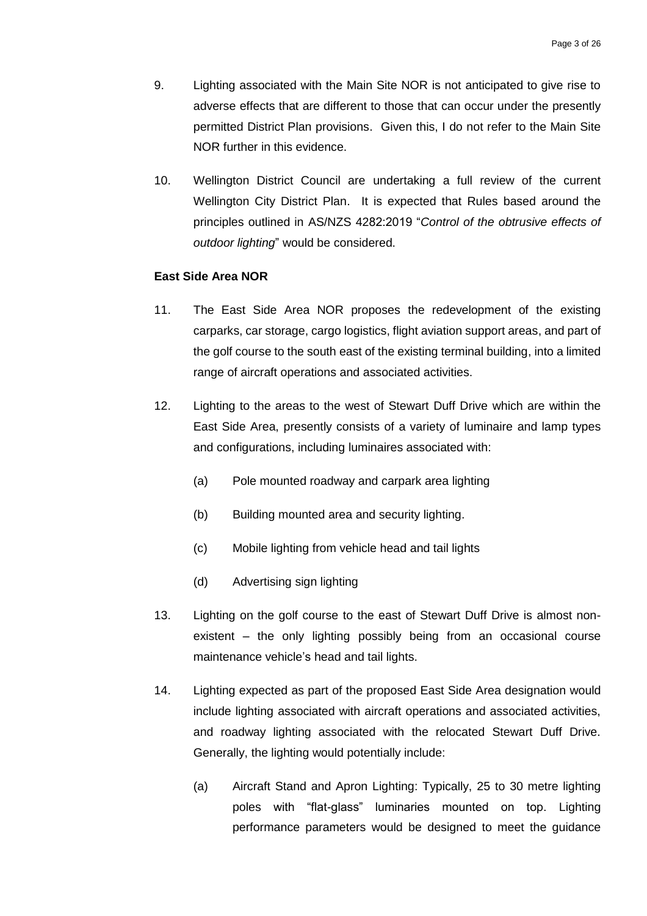9. Lighting associated with the Main Site NOR is not anticipated to give rise to adverse effects that are different to those that can occur under the presently permitted District Plan provisions. Given this, I do not refer to the Main Site NOR further in this evidence.

10. Wellington District Council are undertaking a full review of the current Wellington City District Plan. It is expected that Rules based around the principles outlined in AS/NZS 4282:2019 "*Control of the obtrusive effects of outdoor lighting*" would be considered.

**East Side Area NOR**

11. The East Side Area NOR proposes the redevelopment of the existing carparks, car storage, cargo logistics, flight aviation support areas, and part of the golf course to the south east of the existing terminal building, into a limited range of aircraft operations and associated activities.

12. Lighting to the areas to the west of Stewart Duff Drive which are within the East Side Area, presently consists of a variety of luminaire and lamp types and configurations, including luminaires associated with:

    (a) Pole mounted roadway and carpark area lighting

    (b) Building mounted area and security lighting.

    (c) Mobile lighting from vehicle head and tail lights

    (d) Advertising sign lighting

13. Lighting on the golf course to the east of Stewart Duff Drive is almost non-existent – the only lighting possibly being from an occasional course maintenance vehicle's head and tail lights.

14. Lighting expected as part of the proposed East Side Area designation would include lighting associated with aircraft operations and associated activities, and roadway lighting associated with the relocated Stewart Duff Drive. Generally, the lighting would potentially include:

    (a) Aircraft Stand and Apron Lighting: Typically, 25 to 30 metre lighting poles with "flat-glass" luminaries mounted on top. Lighting performance parameters would be designed to meet the guidance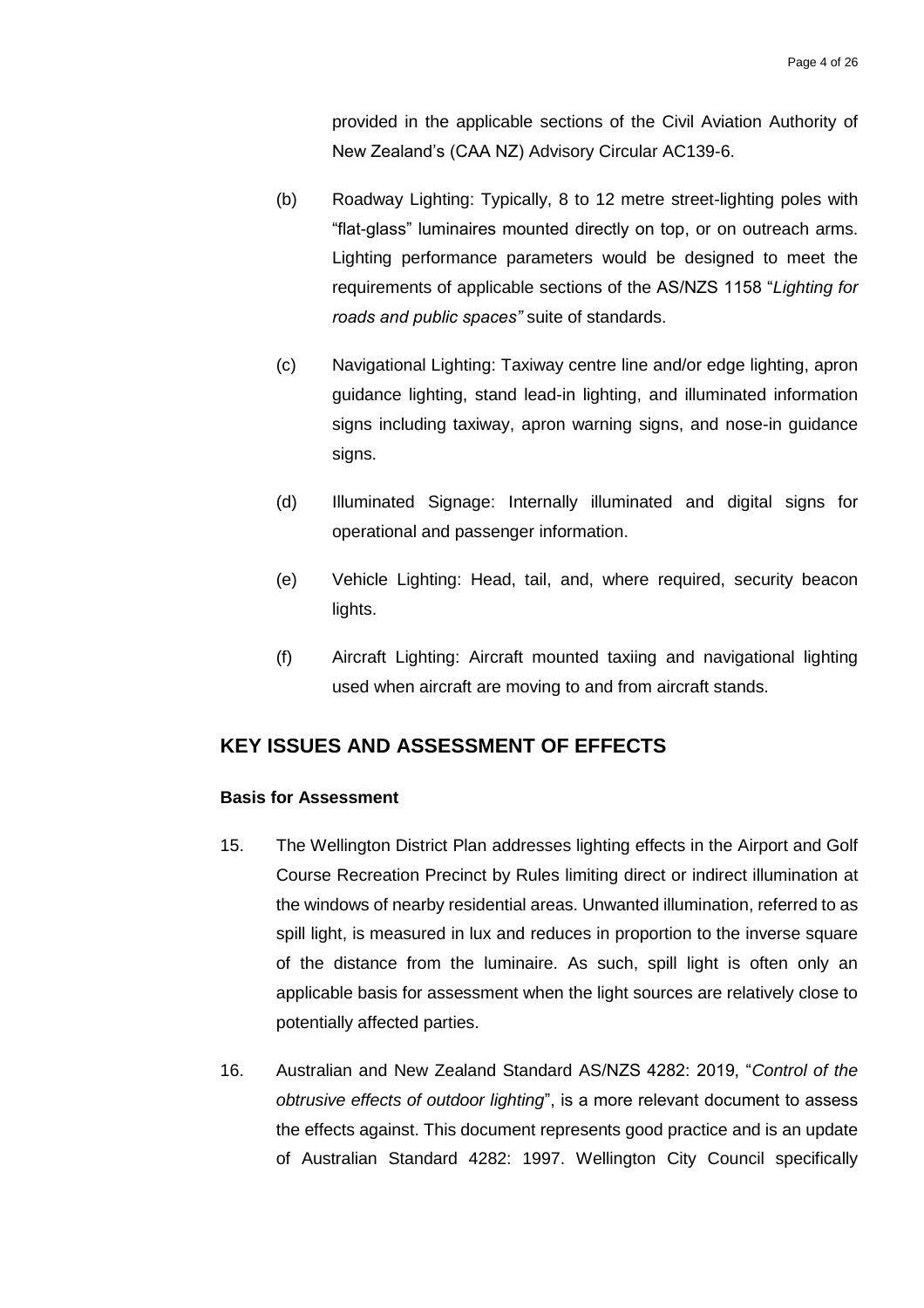provided in the applicable sections of the Civil Aviation Authority of New Zealand's (CAA NZ) Advisory Circular AC139-6.

(b) Roadway Lighting: Typically, 8 to 12 metre street-lighting poles with "flat-glass" luminaires mounted directly on top, or on outreach arms. Lighting performance parameters would be designed to meet the requirements of applicable sections of the AS/NZS 1158 "*Lighting for roads and public spaces"* suite of standards.

(c) Navigational Lighting: Taxiway centre line and/or edge lighting, apron guidance lighting, stand lead-in lighting, and illuminated information signs including taxiway, apron warning signs, and nose-in guidance signs.

(d) Illuminated Signage: Internally illuminated and digital signs for operational and passenger information.

(e) Vehicle Lighting: Head, tail, and, where required, security beacon lights.

(f) Aircraft Lighting: Aircraft mounted taxiing and navigational lighting used when aircraft are moving to and from aircraft stands.

## KEY ISSUES AND ASSESSMENT OF EFFECTS

### Basis for Assessment

15. The Wellington District Plan addresses lighting effects in the Airport and Golf Course Recreation Precinct by Rules limiting direct or indirect illumination at the windows of nearby residential areas. Unwanted illumination, referred to as spill light, is measured in lux and reduces in proportion to the inverse square of the distance from the luminaire. As such, spill light is often only an applicable basis for assessment when the light sources are relatively close to potentially affected parties.

16. Australian and New Zealand Standard AS/NZS 4282: 2019, "*Control of the obtrusive effects of outdoor lighting*", is a more relevant document to assess the effects against. This document represents good practice and is an update of Australian Standard 4282: 1997. Wellington City Council specifically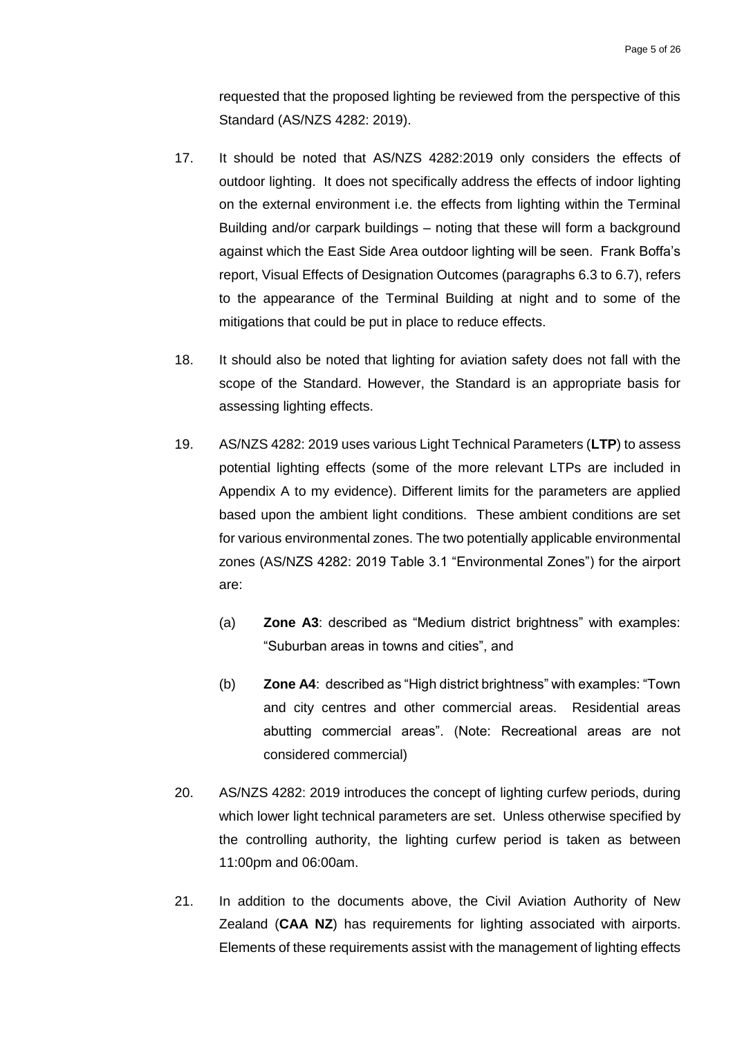requested that the proposed lighting be reviewed from the perspective of this Standard (AS/NZS 4282: 2019).

17. It should be noted that AS/NZS 4282:2019 only considers the effects of outdoor lighting. It does not specifically address the effects of indoor lighting on the external environment i.e. the effects from lighting within the Terminal Building and/or carpark buildings – noting that these will form a background against which the East Side Area outdoor lighting will be seen. Frank Boffa's report, Visual Effects of Designation Outcomes (paragraphs 6.3 to 6.7), refers to the appearance of the Terminal Building at night and to some of the mitigations that could be put in place to reduce effects.

18. It should also be noted that lighting for aviation safety does not fall with the scope of the Standard. However, the Standard is an appropriate basis for assessing lighting effects.

19. AS/NZS 4282: 2019 uses various Light Technical Parameters (**LTP**) to assess potential lighting effects (some of the more relevant LTPs are included in Appendix A to my evidence). Different limits for the parameters are applied based upon the ambient light conditions. These ambient conditions are set for various environmental zones. The two potentially applicable environmental zones (AS/NZS 4282: 2019 Table 3.1 "Environmental Zones") for the airport are:

    (a) **Zone A3**: described as "Medium district brightness" with examples: "Suburban areas in towns and cities", and

    (b) **Zone A4**: described as "High district brightness" with examples: "Town and city centres and other commercial areas. Residential areas abutting commercial areas". (Note: Recreational areas are not considered commercial)

20. AS/NZS 4282: 2019 introduces the concept of lighting curfew periods, during which lower light technical parameters are set. Unless otherwise specified by the controlling authority, the lighting curfew period is taken as between 11:00pm and 06:00am.

21. In addition to the documents above, the Civil Aviation Authority of New Zealand (**CAA NZ**) has requirements for lighting associated with airports. Elements of these requirements assist with the management of lighting effects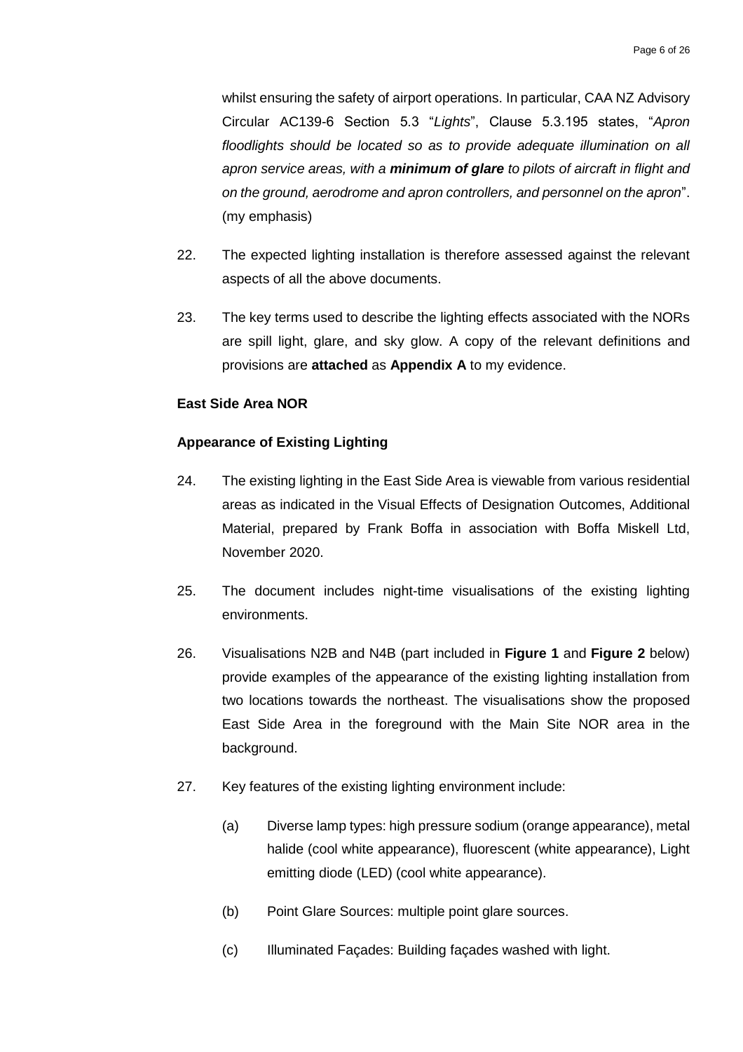whilst ensuring the safety of airport operations. In particular, CAA NZ Advisory Circular AC139-6 Section 5.3 "*Lights*", Clause 5.3.195 states, "*Apron floodlights should be located so as to provide adequate illumination on all apron service areas, with a* ***minimum of glare*** *to pilots of aircraft in flight and on the ground, aerodrome and apron controllers, and personnel on the apron*". (my emphasis)

22. The expected lighting installation is therefore assessed against the relevant aspects of all the above documents.

23. The key terms used to describe the lighting effects associated with the NORs are spill light, glare, and sky glow. A copy of the relevant definitions and provisions are **attached** as **Appendix A** to my evidence.

**East Side Area NOR**

**Appearance of Existing Lighting**

24. The existing lighting in the East Side Area is viewable from various residential areas as indicated in the Visual Effects of Designation Outcomes, Additional Material, prepared by Frank Boffa in association with Boffa Miskell Ltd, November 2020.

25. The document includes night-time visualisations of the existing lighting environments.

26. Visualisations N2B and N4B (part included in **Figure 1** and **Figure 2** below) provide examples of the appearance of the existing lighting installation from two locations towards the northeast. The visualisations show the proposed East Side Area in the foreground with the Main Site NOR area in the background.

27. Key features of the existing lighting environment include:

    (a) Diverse lamp types: high pressure sodium (orange appearance), metal halide (cool white appearance), fluorescent (white appearance), Light emitting diode (LED) (cool white appearance).

    (b) Point Glare Sources: multiple point glare sources.

    (c) Illuminated Façades: Building façades washed with light.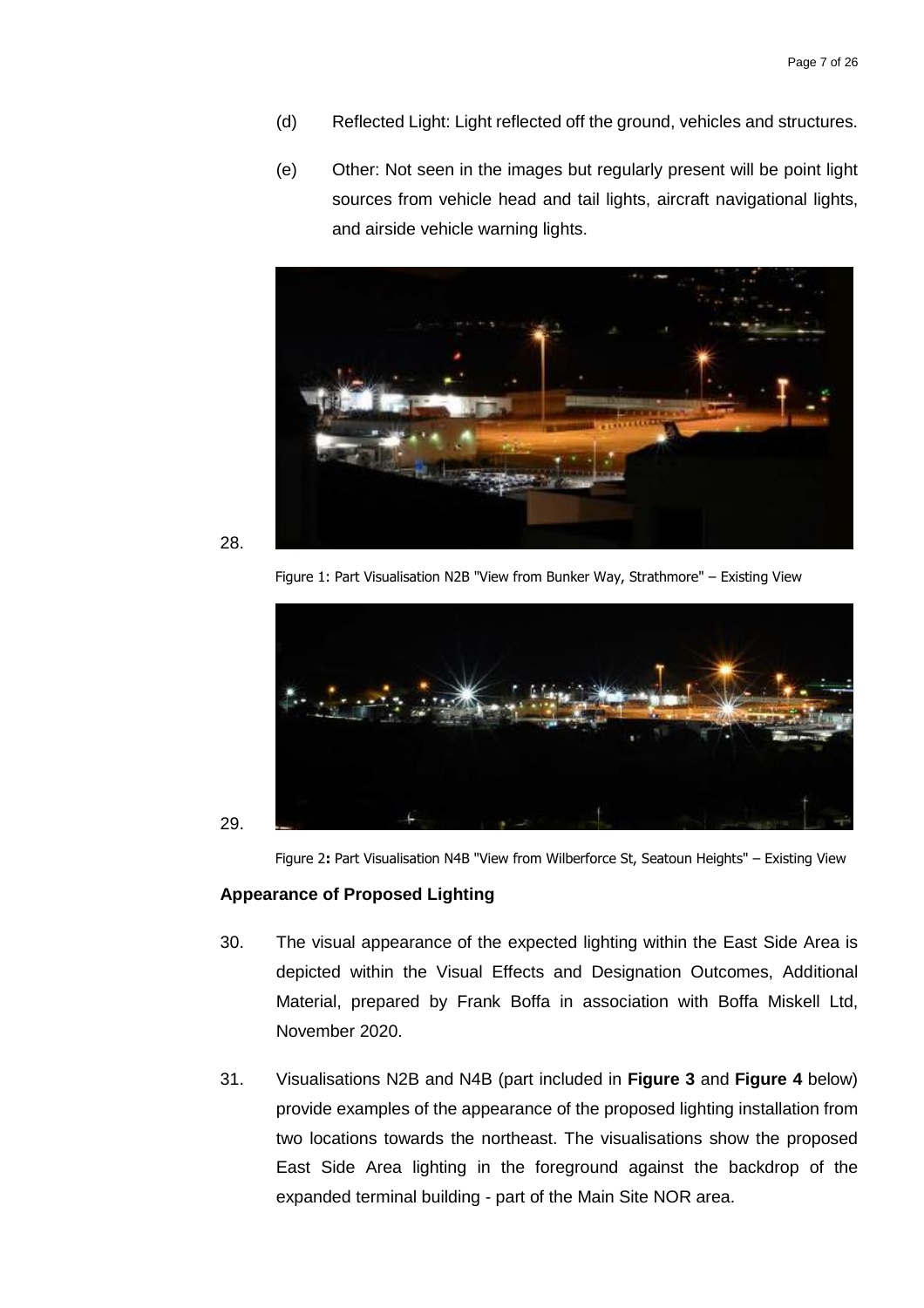(d) Reflected Light: Light reflected off the ground, vehicles and structures.

(e) Other: Not seen in the images but regularly present will be point light sources from vehicle head and tail lights, aircraft navigational lights, and airside vehicle warning lights.

28.

Figure 1: Part Visualisation N2B "View from Bunker Way, Strathmore" – Existing View

29.

Figure 2**:** Part Visualisation N4B "View from Wilberforce St, Seatoun Heights" – Existing View

**Appearance of Proposed Lighting**

30. The visual appearance of the expected lighting within the East Side Area is depicted within the Visual Effects and Designation Outcomes, Additional Material, prepared by Frank Boffa in association with Boffa Miskell Ltd, November 2020.

31. Visualisations N2B and N4B (part included in **Figure 3** and **Figure 4** below) provide examples of the appearance of the proposed lighting installation from two locations towards the northeast. The visualisations show the proposed East Side Area lighting in the foreground against the backdrop of the expanded terminal building - part of the Main Site NOR area.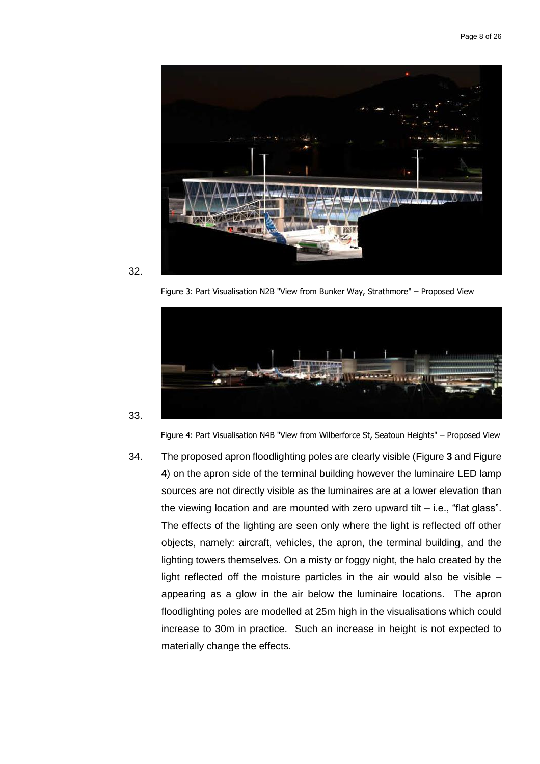32.

Figure 3: Part Visualisation N2B "View from Bunker Way, Strathmore" – Proposed View

33.

Figure 4: Part Visualisation N4B "View from Wilberforce St, Seatoun Heights" – Proposed View

34. The proposed apron floodlighting poles are clearly visible (Figure **3** and Figure **4**) on the apron side of the terminal building however the luminaire LED lamp sources are not directly visible as the luminaires are at a lower elevation than the viewing location and are mounted with zero upward tilt – i.e., "flat glass". The effects of the lighting are seen only where the light is reflected off other objects, namely: aircraft, vehicles, the apron, the terminal building, and the lighting towers themselves. On a misty or foggy night, the halo created by the light reflected off the moisture particles in the air would also be visible – appearing as a glow in the air below the luminaire locations. The apron floodlighting poles are modelled at 25m high in the visualisations which could increase to 30m in practice. Such an increase in height is not expected to materially change the effects.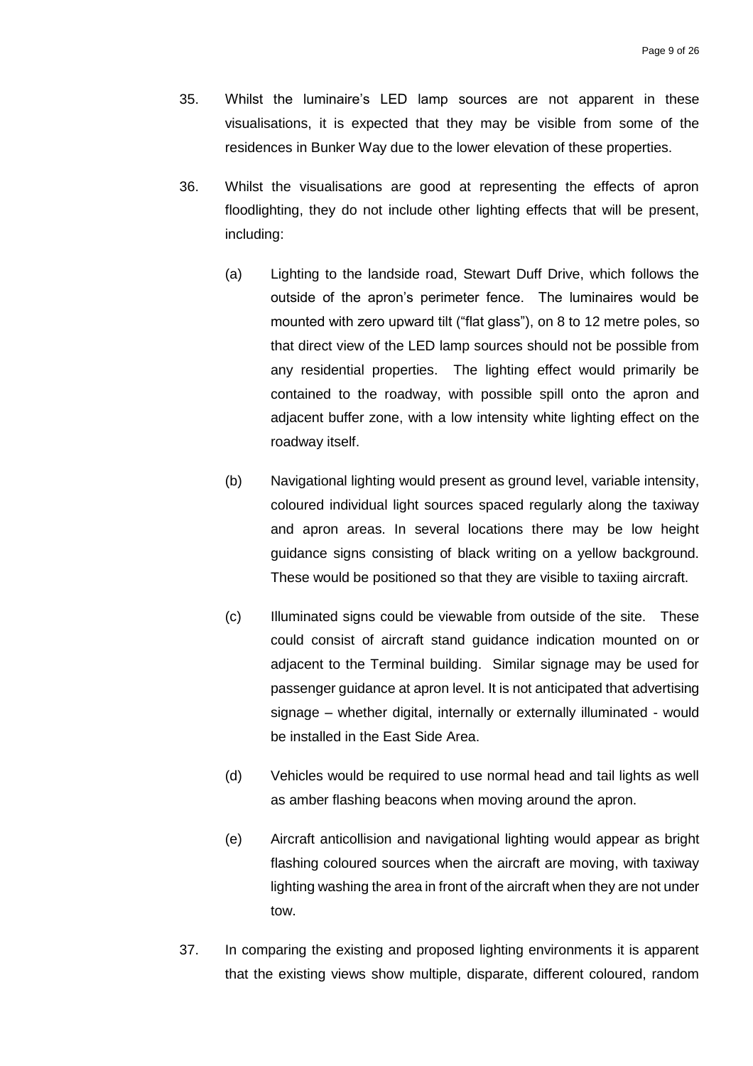35. Whilst the luminaire’s LED lamp sources are not apparent in these visualisations, it is expected that they may be visible from some of the residences in Bunker Way due to the lower elevation of these properties.

36. Whilst the visualisations are good at representing the effects of apron floodlighting, they do not include other lighting effects that will be present, including:

    (a) Lighting to the landside road, Stewart Duff Drive, which follows the outside of the apron’s perimeter fence. The luminaires would be mounted with zero upward tilt (“flat glass”), on 8 to 12 metre poles, so that direct view of the LED lamp sources should not be possible from any residential properties. The lighting effect would primarily be contained to the roadway, with possible spill onto the apron and adjacent buffer zone, with a low intensity white lighting effect on the roadway itself.

    (b) Navigational lighting would present as ground level, variable intensity, coloured individual light sources spaced regularly along the taxiway and apron areas. In several locations there may be low height guidance signs consisting of black writing on a yellow background. These would be positioned so that they are visible to taxiing aircraft.

    (c) Illuminated signs could be viewable from outside of the site. These could consist of aircraft stand guidance indication mounted on or adjacent to the Terminal building. Similar signage may be used for passenger guidance at apron level. It is not anticipated that advertising signage – whether digital, internally or externally illuminated - would be installed in the East Side Area.

    (d) Vehicles would be required to use normal head and tail lights as well as amber flashing beacons when moving around the apron.

    (e) Aircraft anticollision and navigational lighting would appear as bright flashing coloured sources when the aircraft are moving, with taxiway lighting washing the area in front of the aircraft when they are not under tow.

37. In comparing the existing and proposed lighting environments it is apparent that the existing views show multiple, disparate, different coloured, random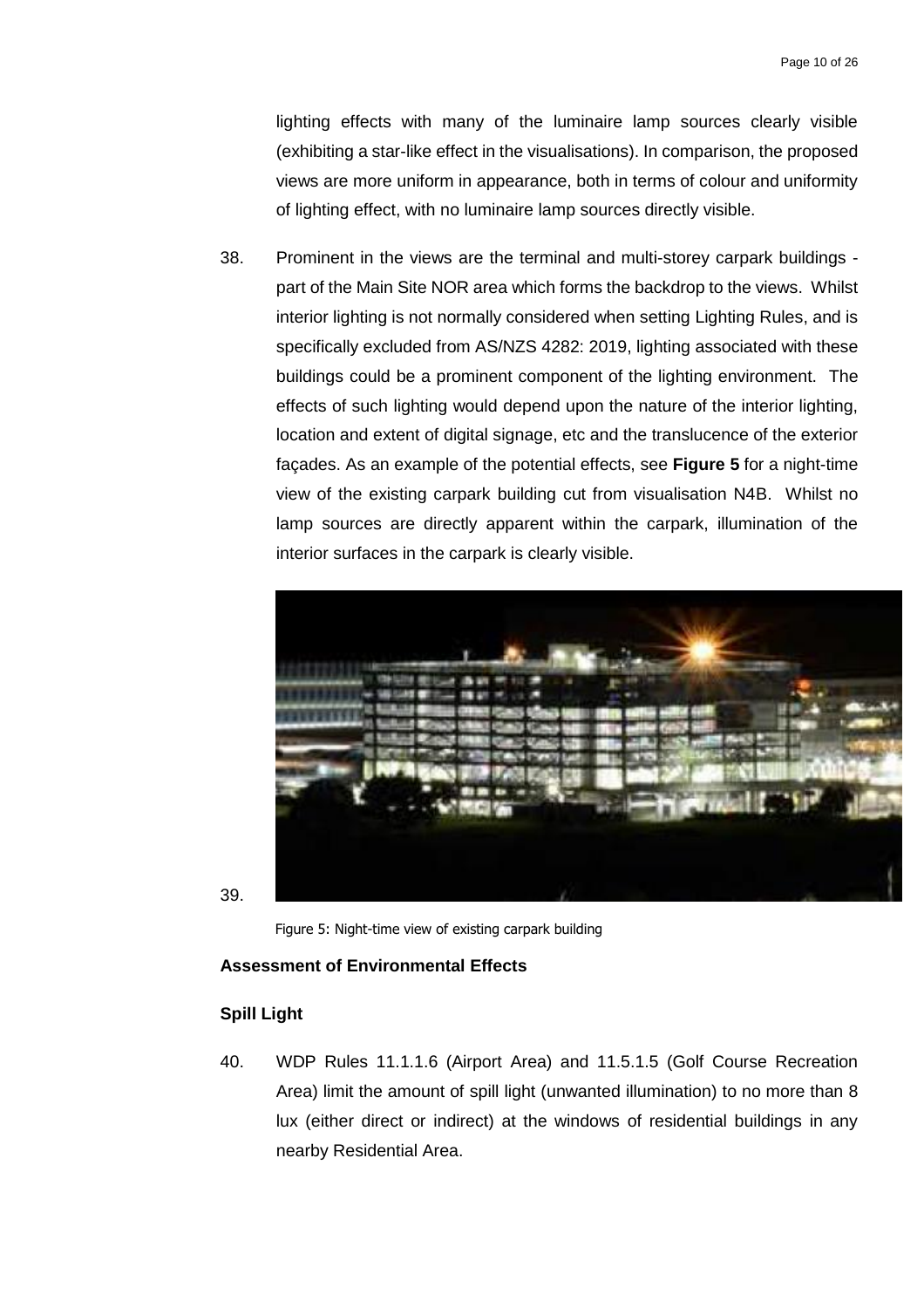lighting effects with many of the luminaire lamp sources clearly visible (exhibiting a star-like effect in the visualisations). In comparison, the proposed views are more uniform in appearance, both in terms of colour and uniformity of lighting effect, with no luminaire lamp sources directly visible.

38. Prominent in the views are the terminal and multi-storey carpark buildings - part of the Main Site NOR area which forms the backdrop to the views. Whilst interior lighting is not normally considered when setting Lighting Rules, and is specifically excluded from AS/NZS 4282: 2019, lighting associated with these buildings could be a prominent component of the lighting environment. The effects of such lighting would depend upon the nature of the interior lighting, location and extent of digital signage, etc and the translucence of the exterior façades. As an example of the potential effects, see **Figure 5** for a night-time view of the existing carpark building cut from visualisation N4B. Whilst no lamp sources are directly apparent within the carpark, illumination of the interior surfaces in the carpark is clearly visible.

39.

Figure 5: Night-time view of existing carpark building

**Assessment of Environmental Effects**

**Spill Light**

40. WDP Rules 11.1.1.6 (Airport Area) and 11.5.1.5 (Golf Course Recreation Area) limit the amount of spill light (unwanted illumination) to no more than 8 lux (either direct or indirect) at the windows of residential buildings in any nearby Residential Area.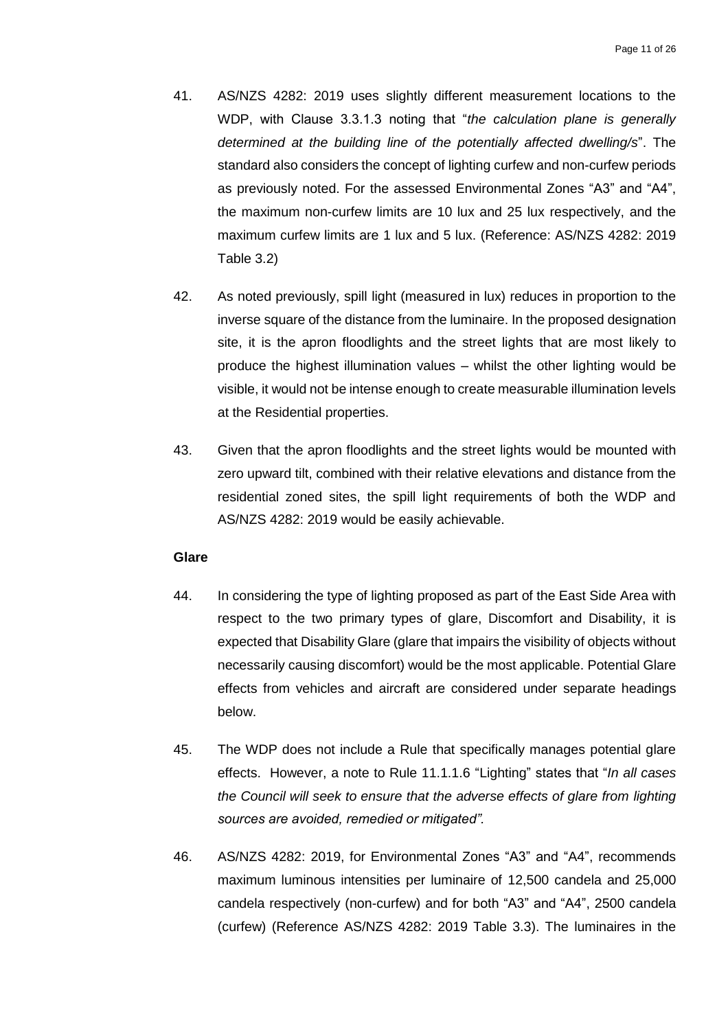41. AS/NZS 4282: 2019 uses slightly different measurement locations to the WDP, with Clause 3.3.1.3 noting that "*the calculation plane is generally determined at the building line of the potentially affected dwelling/s*". The standard also considers the concept of lighting curfew and non-curfew periods as previously noted. For the assessed Environmental Zones "A3" and "A4", the maximum non-curfew limits are 10 lux and 25 lux respectively, and the maximum curfew limits are 1 lux and 5 lux. (Reference: AS/NZS 4282: 2019 Table 3.2)

42. As noted previously, spill light (measured in lux) reduces in proportion to the inverse square of the distance from the luminaire. In the proposed designation site, it is the apron floodlights and the street lights that are most likely to produce the highest illumination values – whilst the other lighting would be visible, it would not be intense enough to create measurable illumination levels at the Residential properties.

43. Given that the apron floodlights and the street lights would be mounted with zero upward tilt, combined with their relative elevations and distance from the residential zoned sites, the spill light requirements of both the WDP and AS/NZS 4282: 2019 would be easily achievable.

**Glare**

44. In considering the type of lighting proposed as part of the East Side Area with respect to the two primary types of glare, Discomfort and Disability, it is expected that Disability Glare (glare that impairs the visibility of objects without necessarily causing discomfort) would be the most applicable. Potential Glare effects from vehicles and aircraft are considered under separate headings below.

45. The WDP does not include a Rule that specifically manages potential glare effects. However, a note to Rule 11.1.1.6 "Lighting" states that "*In all cases the Council will seek to ensure that the adverse effects of glare from lighting sources are avoided, remedied or mitigated".*

46. AS/NZS 4282: 2019, for Environmental Zones "A3" and "A4", recommends maximum luminous intensities per luminaire of 12,500 candela and 25,000 candela respectively (non-curfew) and for both "A3" and "A4", 2500 candela (curfew) (Reference AS/NZS 4282: 2019 Table 3.3). The luminaires in the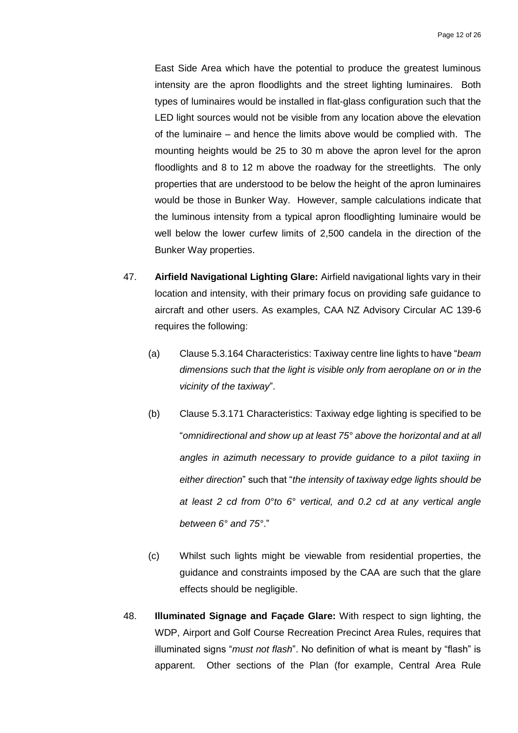East Side Area which have the potential to produce the greatest luminous intensity are the apron floodlights and the street lighting luminaires. Both types of luminaires would be installed in flat-glass configuration such that the LED light sources would not be visible from any location above the elevation of the luminaire – and hence the limits above would be complied with. The mounting heights would be 25 to 30 m above the apron level for the apron floodlights and 8 to 12 m above the roadway for the streetlights. The only properties that are understood to be below the height of the apron luminaires would be those in Bunker Way. However, sample calculations indicate that the luminous intensity from a typical apron floodlighting luminaire would be well below the lower curfew limits of 2,500 candela in the direction of the Bunker Way properties.

47. **Airfield Navigational Lighting Glare:** Airfield navigational lights vary in their location and intensity, with their primary focus on providing safe guidance to aircraft and other users. As examples, CAA NZ Advisory Circular AC 139-6 requires the following:

    (a) Clause 5.3.164 Characteristics: Taxiway centre line lights to have "*beam dimensions such that the light is visible only from aeroplane on or in the vicinity of the taxiway*".

    (b) Clause 5.3.171 Characteristics: Taxiway edge lighting is specified to be "*omnidirectional and show up at least 75° above the horizontal and at all angles in azimuth necessary to provide guidance to a pilot taxiing in either direction*" such that "*the intensity of taxiway edge lights should be at least 2 cd from 0°to 6° vertical, and 0.2 cd at any vertical angle between 6° and 75°*."

    (c) Whilst such lights might be viewable from residential properties, the guidance and constraints imposed by the CAA are such that the glare effects should be negligible.

48. **Illuminated Signage and Façade Glare:** With respect to sign lighting, the WDP, Airport and Golf Course Recreation Precinct Area Rules, requires that illuminated signs "*must not flash*". No definition of what is meant by "flash" is apparent. Other sections of the Plan (for example, Central Area Rule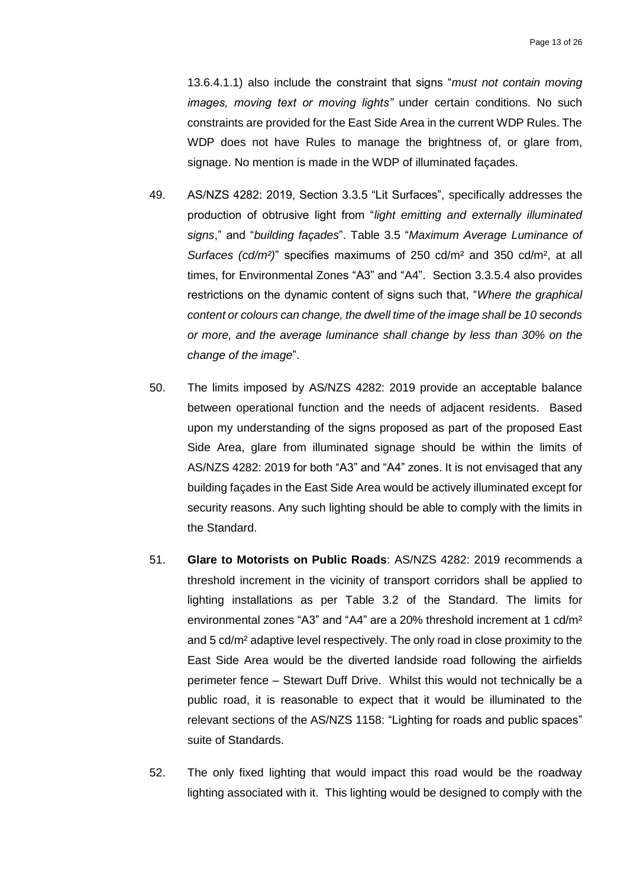13.6.4.1.1) also include the constraint that signs "*must not contain moving images, moving text or moving lights"* under certain conditions. No such constraints are provided for the East Side Area in the current WDP Rules. The WDP does not have Rules to manage the brightness of, or glare from, signage. No mention is made in the WDP of illuminated façades.

49. AS/NZS 4282: 2019, Section 3.3.5 "Lit Surfaces", specifically addresses the production of obtrusive light from "*light emitting and externally illuminated signs*," and "*building façades*". Table 3.5 "*Maximum Average Luminance of Surfaces (cd/m²)*" specifies maximums of 250 cd/m² and 350 cd/m², at all times, for Environmental Zones "A3" and "A4". Section 3.3.5.4 also provides restrictions on the dynamic content of signs such that, "*Where the graphical content or colours can change, the dwell time of the image shall be 10 seconds or more, and the average luminance shall change by less than 30% on the change of the image*".

50. The limits imposed by AS/NZS 4282: 2019 provide an acceptable balance between operational function and the needs of adjacent residents. Based upon my understanding of the signs proposed as part of the proposed East Side Area, glare from illuminated signage should be within the limits of AS/NZS 4282: 2019 for both "A3" and "A4" zones. It is not envisaged that any building façades in the East Side Area would be actively illuminated except for security reasons. Any such lighting should be able to comply with the limits in the Standard.

51. **Glare to Motorists on Public Roads**: AS/NZS 4282: 2019 recommends a threshold increment in the vicinity of transport corridors shall be applied to lighting installations as per Table 3.2 of the Standard. The limits for environmental zones "A3" and "A4" are a 20% threshold increment at 1 cd/m² and 5 cd/m² adaptive level respectively. The only road in close proximity to the East Side Area would be the diverted landside road following the airfields perimeter fence – Stewart Duff Drive. Whilst this would not technically be a public road, it is reasonable to expect that it would be illuminated to the relevant sections of the AS/NZS 1158: "Lighting for roads and public spaces" suite of Standards.

52. The only fixed lighting that would impact this road would be the roadway lighting associated with it. This lighting would be designed to comply with the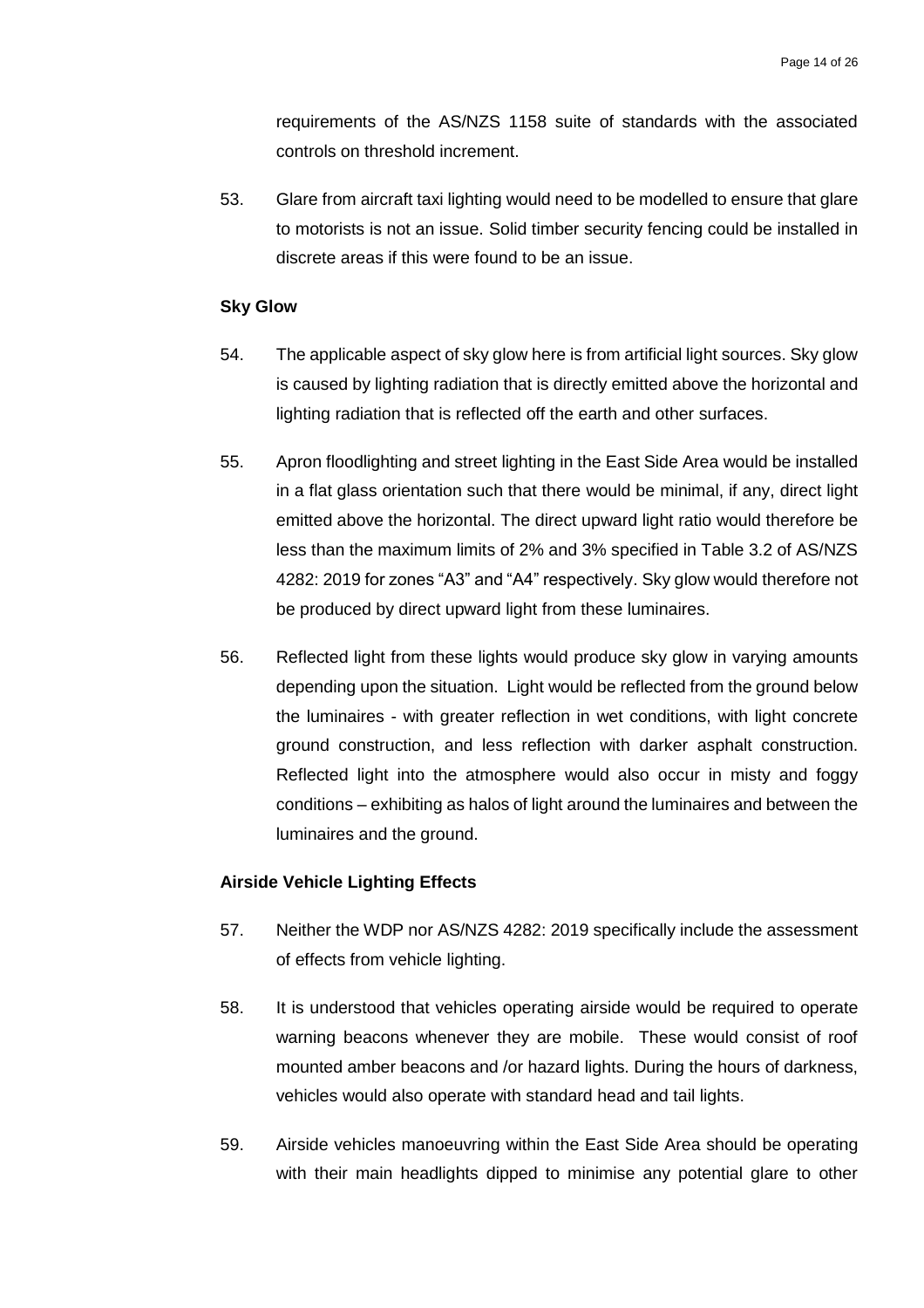requirements of the AS/NZS 1158 suite of standards with the associated controls on threshold increment.

53. Glare from aircraft taxi lighting would need to be modelled to ensure that glare to motorists is not an issue. Solid timber security fencing could be installed in discrete areas if this were found to be an issue.

**Sky Glow**

54. The applicable aspect of sky glow here is from artificial light sources. Sky glow is caused by lighting radiation that is directly emitted above the horizontal and lighting radiation that is reflected off the earth and other surfaces.

55. Apron floodlighting and street lighting in the East Side Area would be installed in a flat glass orientation such that there would be minimal, if any, direct light emitted above the horizontal. The direct upward light ratio would therefore be less than the maximum limits of 2% and 3% specified in Table 3.2 of AS/NZS 4282: 2019 for zones "A3" and "A4" respectively. Sky glow would therefore not be produced by direct upward light from these luminaires.

56. Reflected light from these lights would produce sky glow in varying amounts depending upon the situation. Light would be reflected from the ground below the luminaires - with greater reflection in wet conditions, with light concrete ground construction, and less reflection with darker asphalt construction. Reflected light into the atmosphere would also occur in misty and foggy conditions – exhibiting as halos of light around the luminaires and between the luminaires and the ground.

**Airside Vehicle Lighting Effects**

57. Neither the WDP nor AS/NZS 4282: 2019 specifically include the assessment of effects from vehicle lighting.

58. It is understood that vehicles operating airside would be required to operate warning beacons whenever they are mobile. These would consist of roof mounted amber beacons and /or hazard lights. During the hours of darkness, vehicles would also operate with standard head and tail lights.

59. Airside vehicles manoeuvring within the East Side Area should be operating with their main headlights dipped to minimise any potential glare to other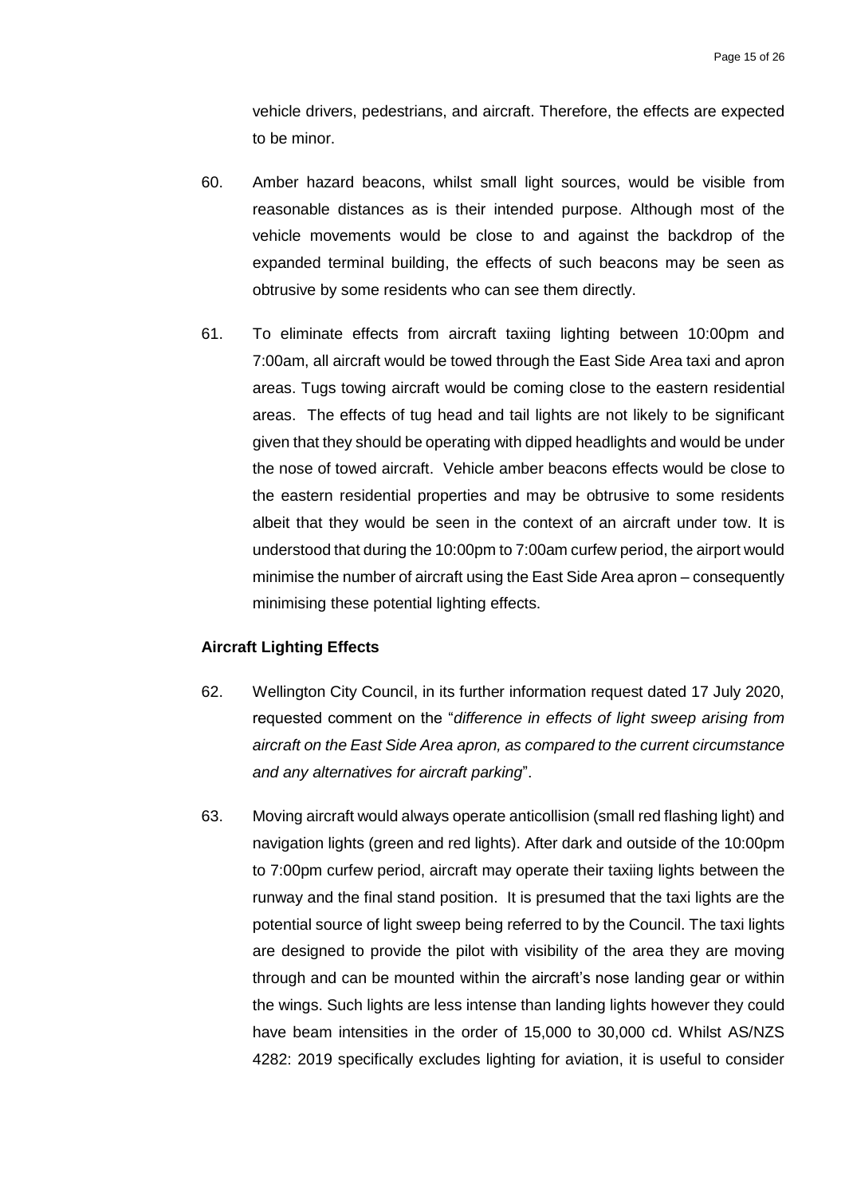vehicle drivers, pedestrians, and aircraft. Therefore, the effects are expected to be minor.

60. Amber hazard beacons, whilst small light sources, would be visible from reasonable distances as is their intended purpose. Although most of the vehicle movements would be close to and against the backdrop of the expanded terminal building, the effects of such beacons may be seen as obtrusive by some residents who can see them directly.

61. To eliminate effects from aircraft taxiing lighting between 10:00pm and 7:00am, all aircraft would be towed through the East Side Area taxi and apron areas. Tugs towing aircraft would be coming close to the eastern residential areas. The effects of tug head and tail lights are not likely to be significant given that they should be operating with dipped headlights and would be under the nose of towed aircraft. Vehicle amber beacons effects would be close to the eastern residential properties and may be obtrusive to some residents albeit that they would be seen in the context of an aircraft under tow. It is understood that during the 10:00pm to 7:00am curfew period, the airport would minimise the number of aircraft using the East Side Area apron – consequently minimising these potential lighting effects.

#### Aircraft Lighting Effects

62. Wellington City Council, in its further information request dated 17 July 2020, requested comment on the "*difference in effects of light sweep arising from aircraft on the East Side Area apron, as compared to the current circumstance and any alternatives for aircraft parking*".

63. Moving aircraft would always operate anticollision (small red flashing light) and navigation lights (green and red lights). After dark and outside of the 10:00pm to 7:00pm curfew period, aircraft may operate their taxiing lights between the runway and the final stand position. It is presumed that the taxi lights are the potential source of light sweep being referred to by the Council. The taxi lights are designed to provide the pilot with visibility of the area they are moving through and can be mounted within the aircraft's nose landing gear or within the wings. Such lights are less intense than landing lights however they could have beam intensities in the order of 15,000 to 30,000 cd. Whilst AS/NZS 4282: 2019 specifically excludes lighting for aviation, it is useful to consider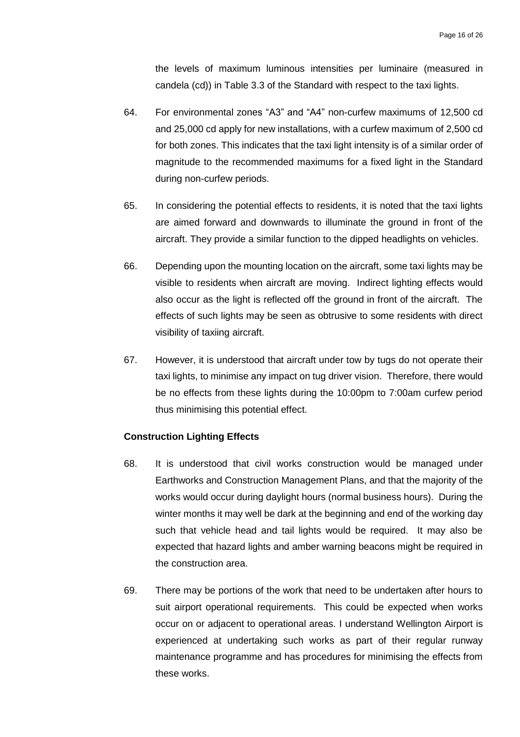the levels of maximum luminous intensities per luminaire (measured in candela (cd)) in Table 3.3 of the Standard with respect to the taxi lights.

64. For environmental zones "A3" and "A4" non-curfew maximums of 12,500 cd and 25,000 cd apply for new installations, with a curfew maximum of 2,500 cd for both zones. This indicates that the taxi light intensity is of a similar order of magnitude to the recommended maximums for a fixed light in the Standard during non-curfew periods.

65. In considering the potential effects to residents, it is noted that the taxi lights are aimed forward and downwards to illuminate the ground in front of the aircraft. They provide a similar function to the dipped headlights on vehicles.

66. Depending upon the mounting location on the aircraft, some taxi lights may be visible to residents when aircraft are moving. Indirect lighting effects would also occur as the light is reflected off the ground in front of the aircraft. The effects of such lights may be seen as obtrusive to some residents with direct visibility of taxiing aircraft.

67. However, it is understood that aircraft under tow by tugs do not operate their taxi lights, to minimise any impact on tug driver vision. Therefore, there would be no effects from these lights during the 10:00pm to 7:00am curfew period thus minimising this potential effect.

**Construction Lighting Effects**

68. It is understood that civil works construction would be managed under Earthworks and Construction Management Plans, and that the majority of the works would occur during daylight hours (normal business hours). During the winter months it may well be dark at the beginning and end of the working day such that vehicle head and tail lights would be required. It may also be expected that hazard lights and amber warning beacons might be required in the construction area.

69. There may be portions of the work that need to be undertaken after hours to suit airport operational requirements. This could be expected when works occur on or adjacent to operational areas. I understand Wellington Airport is experienced at undertaking such works as part of their regular runway maintenance programme and has procedures for minimising the effects from these works.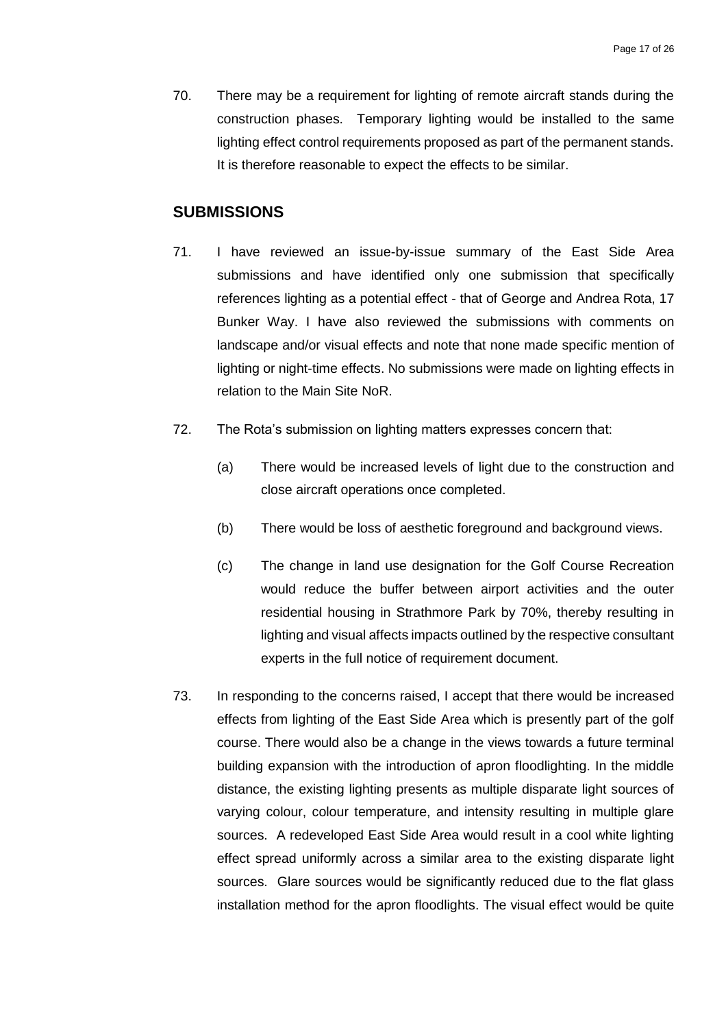70. There may be a requirement for lighting of remote aircraft stands during the construction phases. Temporary lighting would be installed to the same lighting effect control requirements proposed as part of the permanent stands. It is therefore reasonable to expect the effects to be similar.

## SUBMISSIONS

71. I have reviewed an issue-by-issue summary of the East Side Area submissions and have identified only one submission that specifically references lighting as a potential effect - that of George and Andrea Rota, 17 Bunker Way. I have also reviewed the submissions with comments on landscape and/or visual effects and note that none made specific mention of lighting or night-time effects. No submissions were made on lighting effects in relation to the Main Site NoR.

72. The Rota's submission on lighting matters expresses concern that:

    (a) There would be increased levels of light due to the construction and close aircraft operations once completed.

    (b) There would be loss of aesthetic foreground and background views.

    (c) The change in land use designation for the Golf Course Recreation would reduce the buffer between airport activities and the outer residential housing in Strathmore Park by 70%, thereby resulting in lighting and visual affects impacts outlined by the respective consultant experts in the full notice of requirement document.

73. In responding to the concerns raised, I accept that there would be increased effects from lighting of the East Side Area which is presently part of the golf course. There would also be a change in the views towards a future terminal building expansion with the introduction of apron floodlighting. In the middle distance, the existing lighting presents as multiple disparate light sources of varying colour, colour temperature, and intensity resulting in multiple glare sources. A redeveloped East Side Area would result in a cool white lighting effect spread uniformly across a similar area to the existing disparate light sources. Glare sources would be significantly reduced due to the flat glass installation method for the apron floodlights. The visual effect would be quite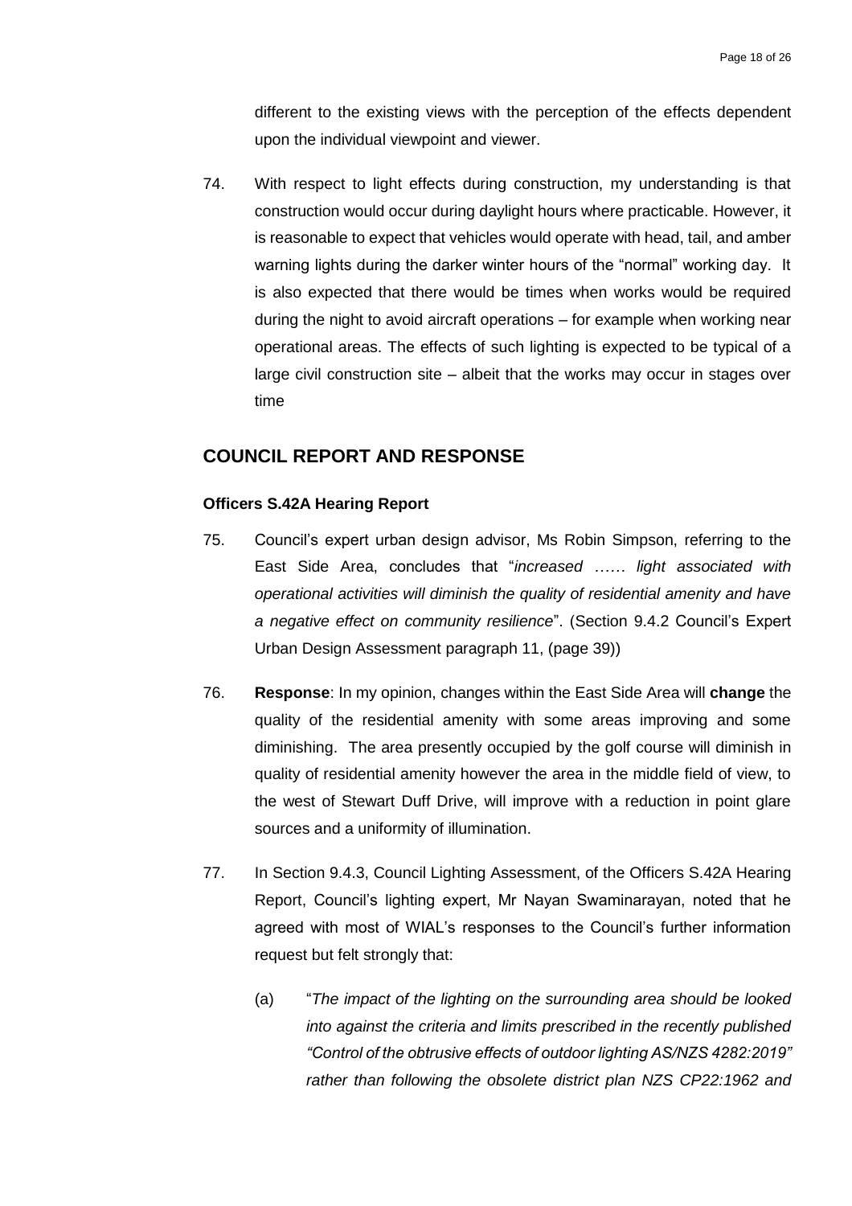different to the existing views with the perception of the effects dependent upon the individual viewpoint and viewer.

74. With respect to light effects during construction, my understanding is that construction would occur during daylight hours where practicable. However, it is reasonable to expect that vehicles would operate with head, tail, and amber warning lights during the darker winter hours of the "normal" working day. It is also expected that there would be times when works would be required during the night to avoid aircraft operations – for example when working near operational areas. The effects of such lighting is expected to be typical of a large civil construction site – albeit that the works may occur in stages over time

## COUNCIL REPORT AND RESPONSE

### Officers S.42A Hearing Report

75. Council's expert urban design advisor, Ms Robin Simpson, referring to the East Side Area, concludes that "*increased …… light associated with operational activities will diminish the quality of residential amenity and have a negative effect on community resilience*". (Section 9.4.2 Council's Expert Urban Design Assessment paragraph 11, (page 39))

76. **Response**: In my opinion, changes within the East Side Area will **change** the quality of the residential amenity with some areas improving and some diminishing. The area presently occupied by the golf course will diminish in quality of residential amenity however the area in the middle field of view, to the west of Stewart Duff Drive, will improve with a reduction in point glare sources and a uniformity of illumination.

77. In Section 9.4.3, Council Lighting Assessment, of the Officers S.42A Hearing Report, Council's lighting expert, Mr Nayan Swaminarayan, noted that he agreed with most of WIAL's responses to the Council's further information request but felt strongly that:

    (a) "*The impact of the lighting on the surrounding area should be looked into against the criteria and limits prescribed in the recently published "Control of the obtrusive effects of outdoor lighting AS/NZS 4282:2019" rather than following the obsolete district plan NZS CP22:1962 and*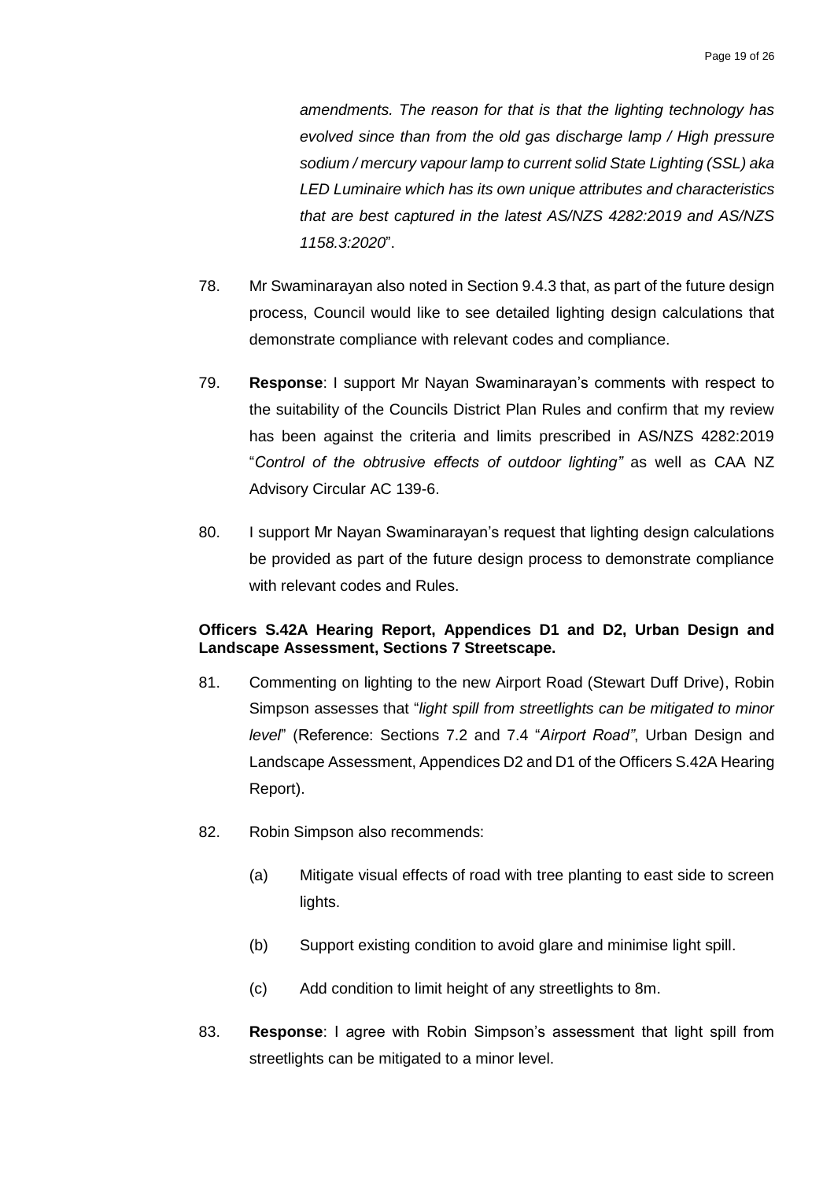*amendments. The reason for that is that the lighting technology has evolved since than from the old gas discharge lamp / High pressure sodium / mercury vapour lamp to current solid State Lighting (SSL) aka LED Luminaire which has its own unique attributes and characteristics that are best captured in the latest AS/NZS 4282:2019 and AS/NZS 1158.3:2020*".

78. Mr Swaminarayan also noted in Section 9.4.3 that, as part of the future design process, Council would like to see detailed lighting design calculations that demonstrate compliance with relevant codes and compliance.

79. **Response**: I support Mr Nayan Swaminarayan's comments with respect to the suitability of the Councils District Plan Rules and confirm that my review has been against the criteria and limits prescribed in AS/NZS 4282:2019 "*Control of the obtrusive effects of outdoor lighting"* as well as CAA NZ Advisory Circular AC 139-6.

80. I support Mr Nayan Swaminarayan's request that lighting design calculations be provided as part of the future design process to demonstrate compliance with relevant codes and Rules.

**Officers S.42A Hearing Report, Appendices D1 and D2, Urban Design and Landscape Assessment, Sections 7 Streetscape.**

81. Commenting on lighting to the new Airport Road (Stewart Duff Drive), Robin Simpson assesses that "*light spill from streetlights can be mitigated to minor level*" (Reference: Sections 7.2 and 7.4 "*Airport Road"*, Urban Design and Landscape Assessment, Appendices D2 and D1 of the Officers S.42A Hearing Report).

82. Robin Simpson also recommends:

    (a) Mitigate visual effects of road with tree planting to east side to screen lights.

    (b) Support existing condition to avoid glare and minimise light spill.

    (c) Add condition to limit height of any streetlights to 8m.

83. **Response**: I agree with Robin Simpson's assessment that light spill from streetlights can be mitigated to a minor level.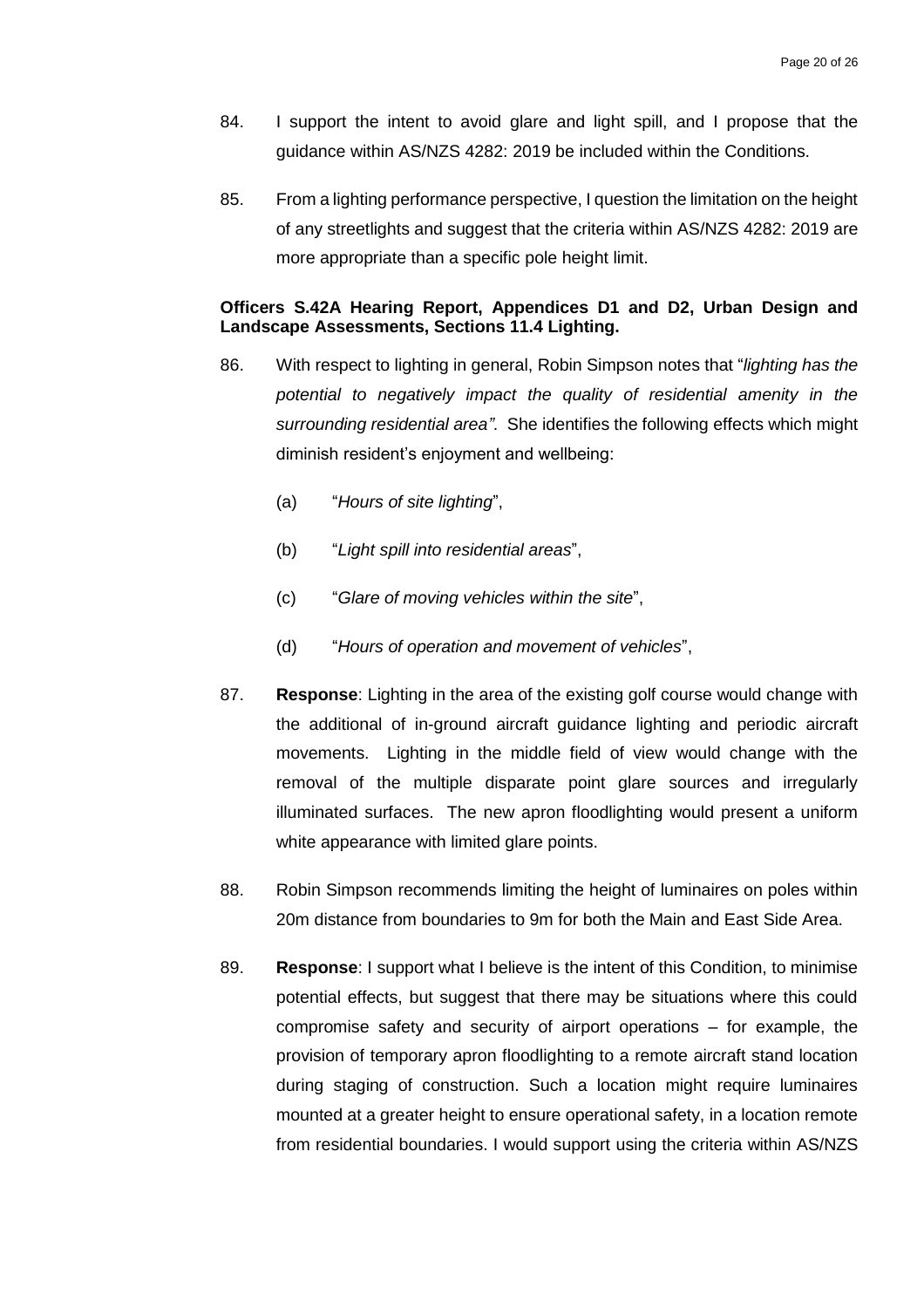84. I support the intent to avoid glare and light spill, and I propose that the guidance within AS/NZS 4282: 2019 be included within the Conditions.

85. From a lighting performance perspective, I question the limitation on the height of any streetlights and suggest that the criteria within AS/NZS 4282: 2019 are more appropriate than a specific pole height limit.

**Officers S.42A Hearing Report, Appendices D1 and D2, Urban Design and Landscape Assessments, Sections 11.4 Lighting.**

86. With respect to lighting in general, Robin Simpson notes that "*lighting has the potential to negatively impact the quality of residential amenity in the surrounding residential area"*. She identifies the following effects which might diminish resident's enjoyment and wellbeing:

    (a) "*Hours of site lighting*",

    (b) "*Light spill into residential areas*",

    (c) "*Glare of moving vehicles within the site*",

    (d) "*Hours of operation and movement of vehicles*",

87. **Response**: Lighting in the area of the existing golf course would change with the additional of in-ground aircraft guidance lighting and periodic aircraft movements. Lighting in the middle field of view would change with the removal of the multiple disparate point glare sources and irregularly illuminated surfaces. The new apron floodlighting would present a uniform white appearance with limited glare points.

88. Robin Simpson recommends limiting the height of luminaires on poles within 20m distance from boundaries to 9m for both the Main and East Side Area.

89. **Response**: I support what I believe is the intent of this Condition, to minimise potential effects, but suggest that there may be situations where this could compromise safety and security of airport operations – for example, the provision of temporary apron floodlighting to a remote aircraft stand location during staging of construction. Such a location might require luminaires mounted at a greater height to ensure operational safety, in a location remote from residential boundaries. I would support using the criteria within AS/NZS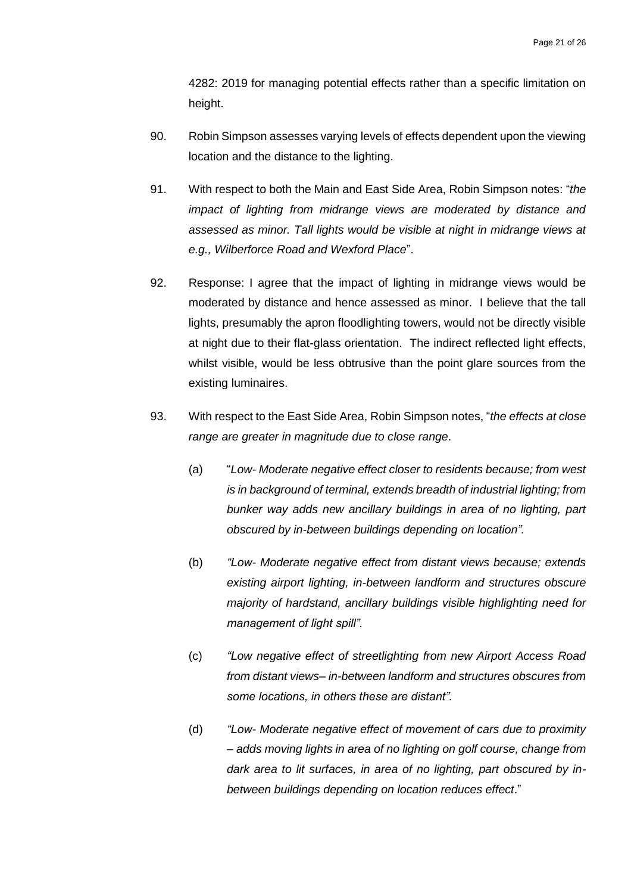4282: 2019 for managing potential effects rather than a specific limitation on height.

90. Robin Simpson assesses varying levels of effects dependent upon the viewing location and the distance to the lighting.

91. With respect to both the Main and East Side Area, Robin Simpson notes: "*the impact of lighting from midrange views are moderated by distance and assessed as minor. Tall lights would be visible at night in midrange views at e.g., Wilberforce Road and Wexford Place*".

92. Response: I agree that the impact of lighting in midrange views would be moderated by distance and hence assessed as minor. I believe that the tall lights, presumably the apron floodlighting towers, would not be directly visible at night due to their flat-glass orientation. The indirect reflected light effects, whilst visible, would be less obtrusive than the point glare sources from the existing luminaires.

93. With respect to the East Side Area, Robin Simpson notes, "*the effects at close range are greater in magnitude due to close range*.

    (a) "*Low- Moderate negative effect closer to residents because; from west is in background of terminal, extends breadth of industrial lighting; from bunker way adds new ancillary buildings in area of no lighting, part obscured by in-between buildings depending on location".*

    (b) *"Low- Moderate negative effect from distant views because; extends existing airport lighting, in-between landform and structures obscure majority of hardstand, ancillary buildings visible highlighting need for management of light spill".*

    (c) *"Low negative effect of streetlighting from new Airport Access Road from distant views– in-between landform and structures obscures from some locations, in others these are distant".*

    (d) *"Low- Moderate negative effect of movement of cars due to proximity – adds moving lights in area of no lighting on golf course, change from dark area to lit surfaces, in area of no lighting, part obscured by in-between buildings depending on location reduces effect*."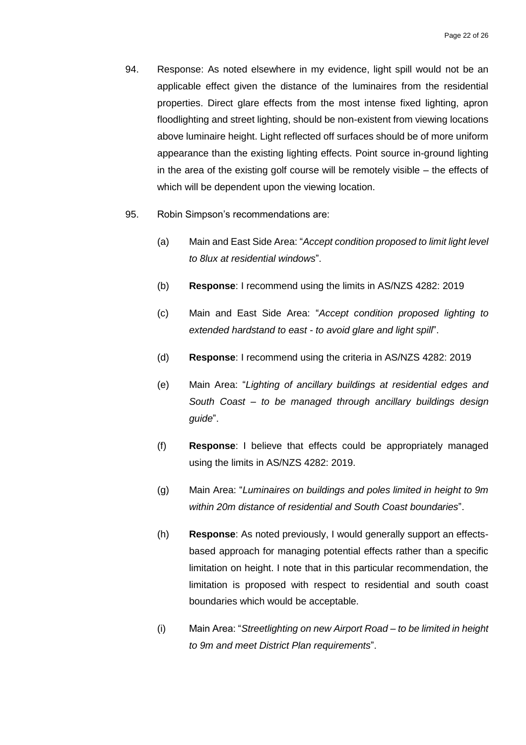94. Response: As noted elsewhere in my evidence, light spill would not be an applicable effect given the distance of the luminaires from the residential properties. Direct glare effects from the most intense fixed lighting, apron floodlighting and street lighting, should be non-existent from viewing locations above luminaire height. Light reflected off surfaces should be of more uniform appearance than the existing lighting effects. Point source in-ground lighting in the area of the existing golf course will be remotely visible – the effects of which will be dependent upon the viewing location.

95. Robin Simpson's recommendations are:

    (a) Main and East Side Area: "*Accept condition proposed to limit light level to 8lux at residential windows*".

    (b) **Response**: I recommend using the limits in AS/NZS 4282: 2019

    (c) Main and East Side Area: "*Accept condition proposed lighting to extended hardstand to east - to avoid glare and light spill*".

    (d) **Response**: I recommend using the criteria in AS/NZS 4282: 2019

    (e) Main Area: "*Lighting of ancillary buildings at residential edges and South Coast – to be managed through ancillary buildings design guide*".

    (f) **Response**: I believe that effects could be appropriately managed using the limits in AS/NZS 4282: 2019.

    (g) Main Area: "*Luminaires on buildings and poles limited in height to 9m within 20m distance of residential and South Coast boundaries*".

    (h) **Response**: As noted previously, I would generally support an effects-based approach for managing potential effects rather than a specific limitation on height. I note that in this particular recommendation, the limitation is proposed with respect to residential and south coast boundaries which would be acceptable.

    (i) Main Area: "*Streetlighting on new Airport Road – to be limited in height to 9m and meet District Plan requirements*".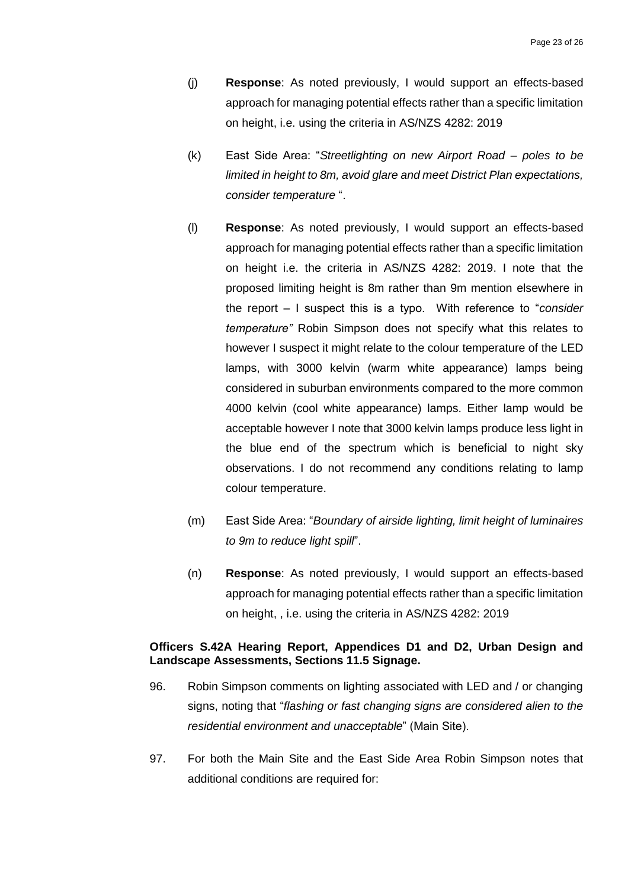(j) **Response**: As noted previously, I would support an effects-based approach for managing potential effects rather than a specific limitation on height, i.e. using the criteria in AS/NZS 4282: 2019

(k) East Side Area: "*Streetlighting on new Airport Road – poles to be limited in height to 8m, avoid glare and meet District Plan expectations, consider temperature* ".

(l) **Response**: As noted previously, I would support an effects-based approach for managing potential effects rather than a specific limitation on height i.e. the criteria in AS/NZS 4282: 2019. I note that the proposed limiting height is 8m rather than 9m mention elsewhere in the report – I suspect this is a typo. With reference to "*consider temperature"* Robin Simpson does not specify what this relates to however I suspect it might relate to the colour temperature of the LED lamps, with 3000 kelvin (warm white appearance) lamps being considered in suburban environments compared to the more common 4000 kelvin (cool white appearance) lamps. Either lamp would be acceptable however I note that 3000 kelvin lamps produce less light in the blue end of the spectrum which is beneficial to night sky observations. I do not recommend any conditions relating to lamp colour temperature.

(m) East Side Area: "*Boundary of airside lighting, limit height of luminaires to 9m to reduce light spill*".

(n) **Response**: As noted previously, I would support an effects-based approach for managing potential effects rather than a specific limitation on height, , i.e. using the criteria in AS/NZS 4282: 2019

**Officers S.42A Hearing Report, Appendices D1 and D2, Urban Design and Landscape Assessments, Sections 11.5 Signage.**

96. Robin Simpson comments on lighting associated with LED and / or changing signs, noting that "*flashing or fast changing signs are considered alien to the residential environment and unacceptable*" (Main Site).

97. For both the Main Site and the East Side Area Robin Simpson notes that additional conditions are required for: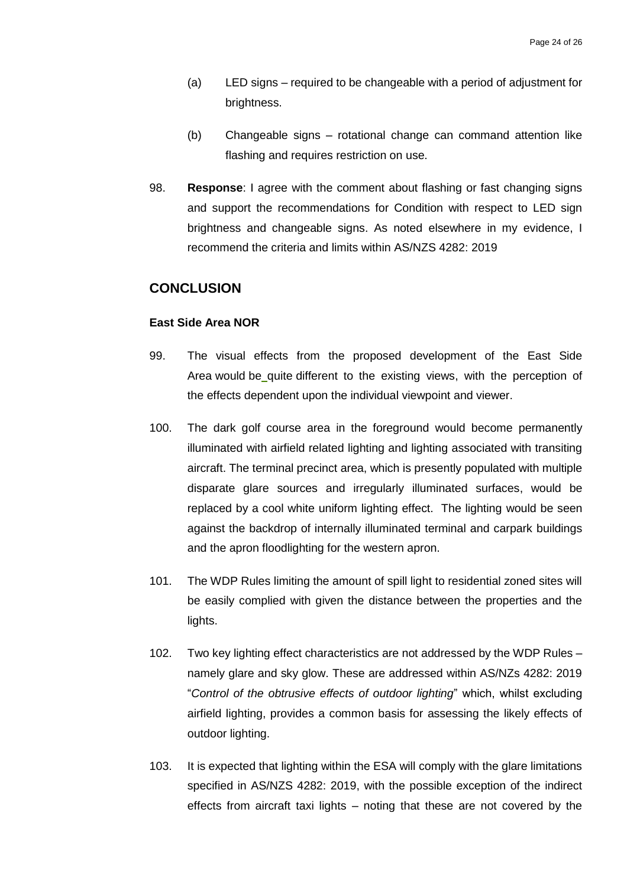(a) LED signs – required to be changeable with a period of adjustment for brightness.

(b) Changeable signs – rotational change can command attention like flashing and requires restriction on use.

98. **Response**: I agree with the comment about flashing or fast changing signs and support the recommendations for Condition with respect to LED sign brightness and changeable signs. As noted elsewhere in my evidence, I recommend the criteria and limits within AS/NZS 4282: 2019

## CONCLUSION

### East Side Area NOR

99. The visual effects from the proposed development of the East Side Area would be quite different to the existing views, with the perception of the effects dependent upon the individual viewpoint and viewer.

100. The dark golf course area in the foreground would become permanently illuminated with airfield related lighting and lighting associated with transiting aircraft. The terminal precinct area, which is presently populated with multiple disparate glare sources and irregularly illuminated surfaces, would be replaced by a cool white uniform lighting effect. The lighting would be seen against the backdrop of internally illuminated terminal and carpark buildings and the apron floodlighting for the western apron.

101. The WDP Rules limiting the amount of spill light to residential zoned sites will be easily complied with given the distance between the properties and the lights.

102. Two key lighting effect characteristics are not addressed by the WDP Rules – namely glare and sky glow. These are addressed within AS/NZs 4282: 2019 "*Control of the obtrusive effects of outdoor lighting*" which, whilst excluding airfield lighting, provides a common basis for assessing the likely effects of outdoor lighting.

103. It is expected that lighting within the ESA will comply with the glare limitations specified in AS/NZS 4282: 2019, with the possible exception of the indirect effects from aircraft taxi lights – noting that these are not covered by the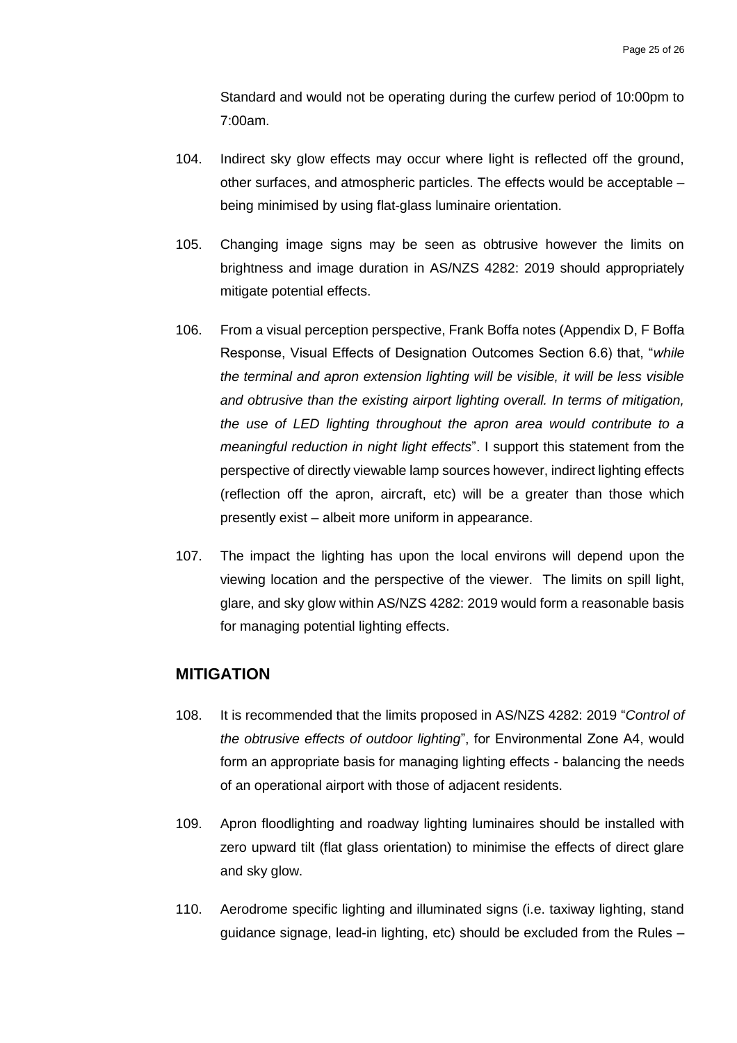Standard and would not be operating during the curfew period of 10:00pm to 7:00am.

104. Indirect sky glow effects may occur where light is reflected off the ground, other surfaces, and atmospheric particles. The effects would be acceptable – being minimised by using flat-glass luminaire orientation.

105. Changing image signs may be seen as obtrusive however the limits on brightness and image duration in AS/NZS 4282: 2019 should appropriately mitigate potential effects.

106. From a visual perception perspective, Frank Boffa notes (Appendix D, F Boffa Response, Visual Effects of Designation Outcomes Section 6.6) that, "*while the terminal and apron extension lighting will be visible, it will be less visible and obtrusive than the existing airport lighting overall. In terms of mitigation, the use of LED lighting throughout the apron area would contribute to a meaningful reduction in night light effects*". I support this statement from the perspective of directly viewable lamp sources however, indirect lighting effects (reflection off the apron, aircraft, etc) will be a greater than those which presently exist – albeit more uniform in appearance.

107. The impact the lighting has upon the local environs will depend upon the viewing location and the perspective of the viewer. The limits on spill light, glare, and sky glow within AS/NZS 4282: 2019 would form a reasonable basis for managing potential lighting effects.

## MITIGATION

108. It is recommended that the limits proposed in AS/NZS 4282: 2019 "*Control of the obtrusive effects of outdoor lighting*", for Environmental Zone A4, would form an appropriate basis for managing lighting effects - balancing the needs of an operational airport with those of adjacent residents.

109. Apron floodlighting and roadway lighting luminaires should be installed with zero upward tilt (flat glass orientation) to minimise the effects of direct glare and sky glow.

110. Aerodrome specific lighting and illuminated signs (i.e. taxiway lighting, stand guidance signage, lead-in lighting, etc) should be excluded from the Rules –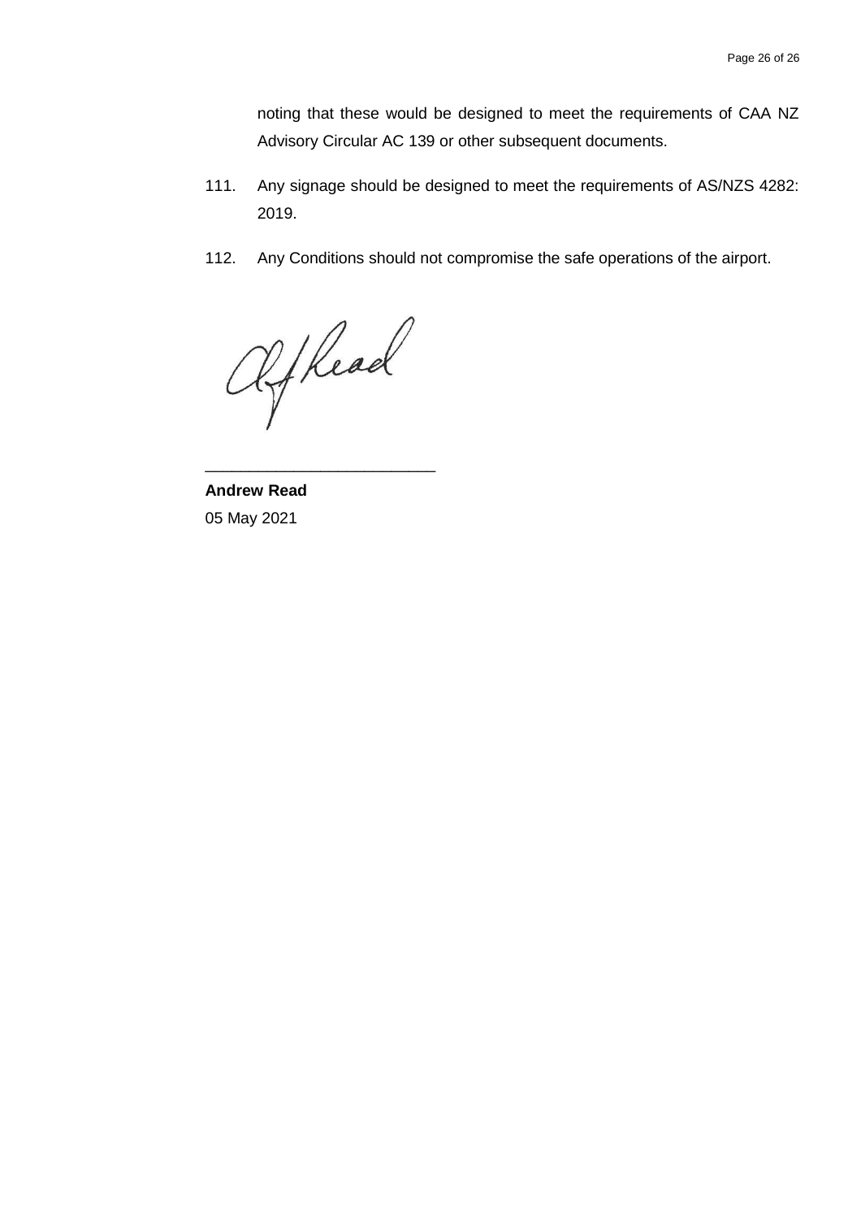noting that these would be designed to meet the requirements of CAA NZ Advisory Circular AC 139 or other subsequent documents.

111. Any signage should be designed to meet the requirements of AS/NZS 4282: 2019.

112. Any Conditions should not compromise the safe operations of the airport.

\_\_\_\_\_\_\_\_\_\_\_\_\_\_\_\_\_\_\_\_\_\_\_\_\_\_

**Andrew Read**
05 May 2021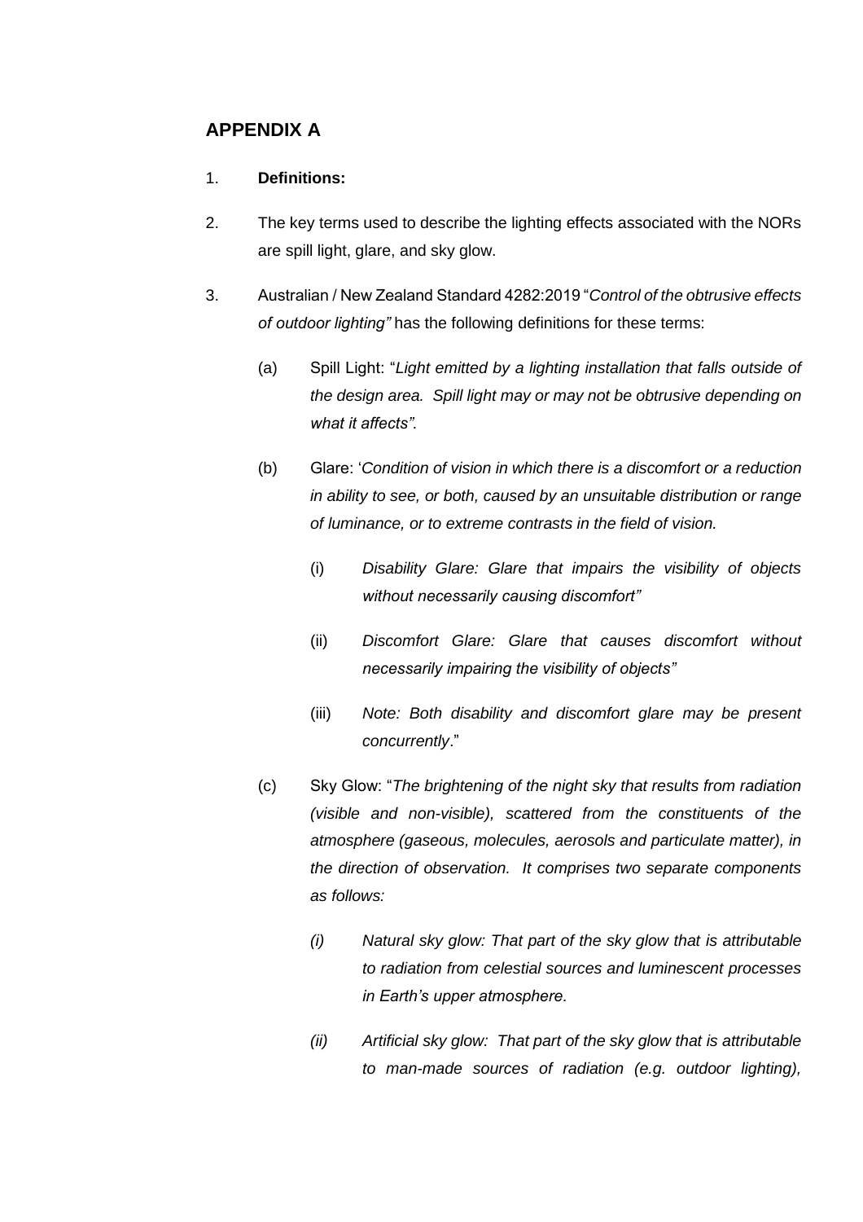## APPENDIX A

1. **Definitions:**

2. The key terms used to describe the lighting effects associated with the NORs are spill light, glare, and sky glow.

3. Australian / New Zealand Standard 4282:2019 "*Control of the obtrusive effects of outdoor lighting"* has the following definitions for these terms:

   (a) Spill Light: "*Light emitted by a lighting installation that falls outside of the design area. Spill light may or may not be obtrusive depending on what it affects".*

   (b) Glare: '*Condition of vision in which there is a discomfort or a reduction in ability to see, or both, caused by an unsuitable distribution or range of luminance, or to extreme contrasts in the field of vision.*

      (i) *Disability Glare: Glare that impairs the visibility of objects without necessarily causing discomfort"*

      (ii) *Discomfort Glare: Glare that causes discomfort without necessarily impairing the visibility of objects"*

      (iii) *Note: Both disability and discomfort glare may be present concurrently*."

   (c) Sky Glow: "*The brightening of the night sky that results from radiation (visible and non-visible), scattered from the constituents of the atmosphere (gaseous, molecules, aerosols and particulate matter), in the direction of observation. It comprises two separate components as follows:*

      *(i) Natural sky glow: That part of the sky glow that is attributable to radiation from celestial sources and luminescent processes in Earth's upper atmosphere.*

      *(ii) Artificial sky glow: That part of the sky glow that is attributable to man-made sources of radiation (e.g. outdoor lighting),*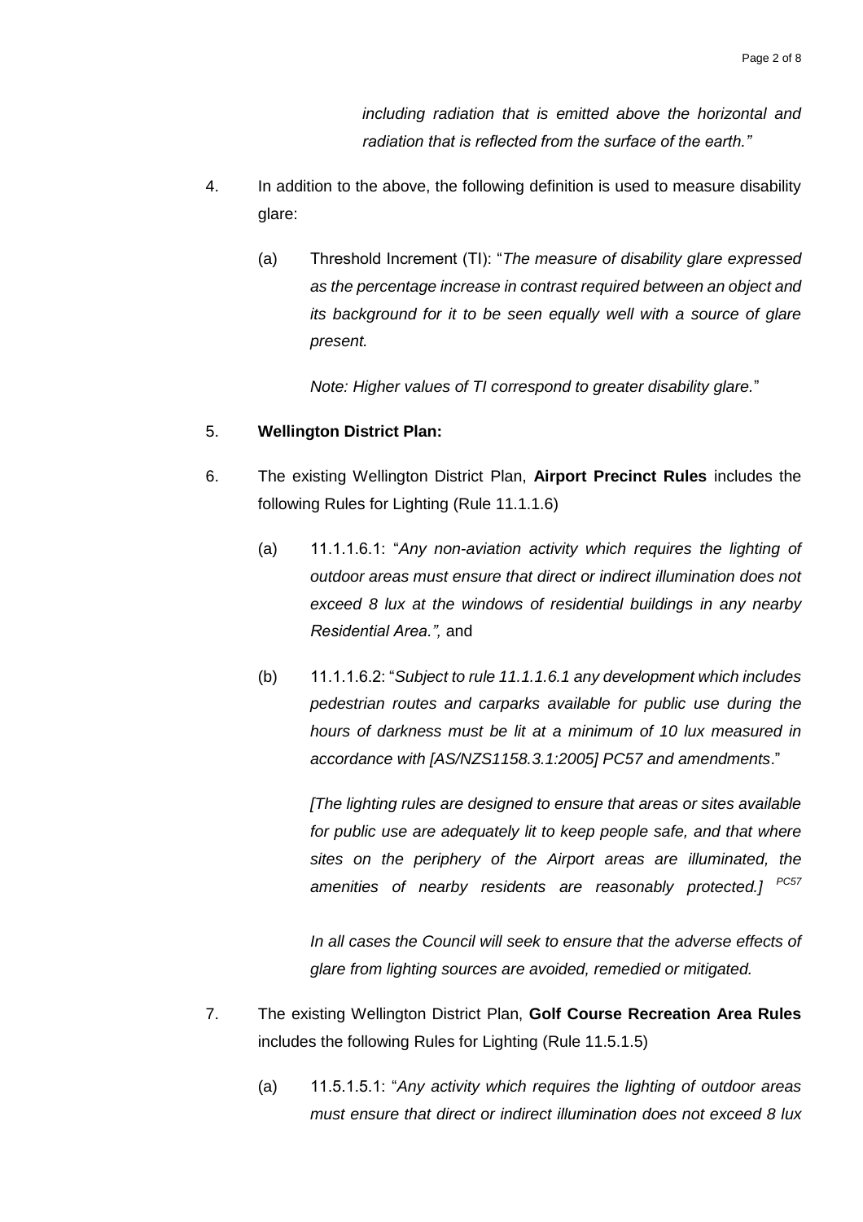*including radiation that is emitted above the horizontal and radiation that is reflected from the surface of the earth."*

4. In addition to the above, the following definition is used to measure disability glare:

   (a) Threshold Increment (TI): "*The measure of disability glare expressed as the percentage increase in contrast required between an object and its background for it to be seen equally well with a source of glare present.*

   *Note: Higher values of TI correspond to greater disability glare.*"

5. **Wellington District Plan:**

6. The existing Wellington District Plan, **Airport Precinct Rules** includes the following Rules for Lighting (Rule 11.1.1.6)

   (a) 11.1.1.6.1: "*Any non-aviation activity which requires the lighting of outdoor areas must ensure that direct or indirect illumination does not exceed 8 lux at the windows of residential buildings in any nearby Residential Area.",* and

   (b) 11.1.1.6.2: "*Subject to rule 11.1.1.6.1 any development which includes pedestrian routes and carparks available for public use during the hours of darkness must be lit at a minimum of 10 lux measured in accordance with [AS/NZS1158.3.1:2005] PC57 and amendments*."

   *[The lighting rules are designed to ensure that areas or sites available for public use are adequately lit to keep people safe, and that where sites on the periphery of the Airport areas are illuminated, the amenities of nearby residents are reasonably protected.]* [PC57]

   *In all cases the Council will seek to ensure that the adverse effects of glare from lighting sources are avoided, remedied or mitigated.*

7. The existing Wellington District Plan, **Golf Course Recreation Area Rules** includes the following Rules for Lighting (Rule 11.5.1.5)

   (a) 11.5.1.5.1: "*Any activity which requires the lighting of outdoor areas must ensure that direct or indirect illumination does not exceed 8 lux*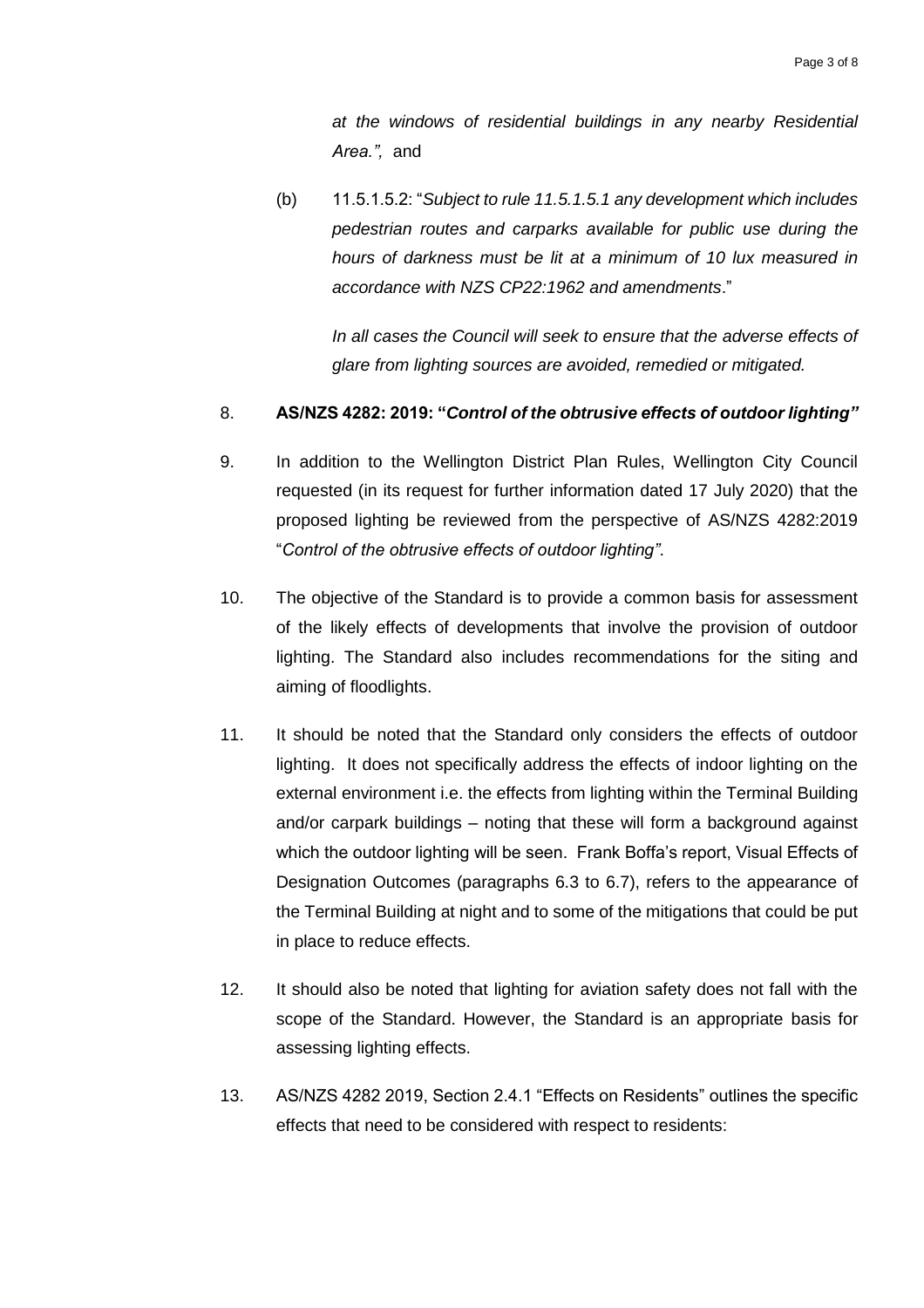*at the windows of residential buildings in any nearby Residential Area.",* and

(b) 11.5.1.5.2: "*Subject to rule 11.5.1.5.1 any development which includes pedestrian routes and carparks available for public use during the hours of darkness must be lit at a minimum of 10 lux measured in accordance with NZS CP22:1962 and amendments*."

*In all cases the Council will seek to ensure that the adverse effects of glare from lighting sources are avoided, remedied or mitigated.*

8. **AS/NZS 4282: 2019: "*Control of the obtrusive effects of outdoor lighting"***

9. In addition to the Wellington District Plan Rules, Wellington City Council requested (in its request for further information dated 17 July 2020) that the proposed lighting be reviewed from the perspective of AS/NZS 4282:2019 "*Control of the obtrusive effects of outdoor lighting"*.

10. The objective of the Standard is to provide a common basis for assessment of the likely effects of developments that involve the provision of outdoor lighting. The Standard also includes recommendations for the siting and aiming of floodlights.

11. It should be noted that the Standard only considers the effects of outdoor lighting. It does not specifically address the effects of indoor lighting on the external environment i.e. the effects from lighting within the Terminal Building and/or carpark buildings – noting that these will form a background against which the outdoor lighting will be seen. Frank Boffa's report, Visual Effects of Designation Outcomes (paragraphs 6.3 to 6.7), refers to the appearance of the Terminal Building at night and to some of the mitigations that could be put in place to reduce effects.

12. It should also be noted that lighting for aviation safety does not fall with the scope of the Standard. However, the Standard is an appropriate basis for assessing lighting effects.

13. AS/NZS 4282 2019, Section 2.4.1 "Effects on Residents" outlines the specific effects that need to be considered with respect to residents: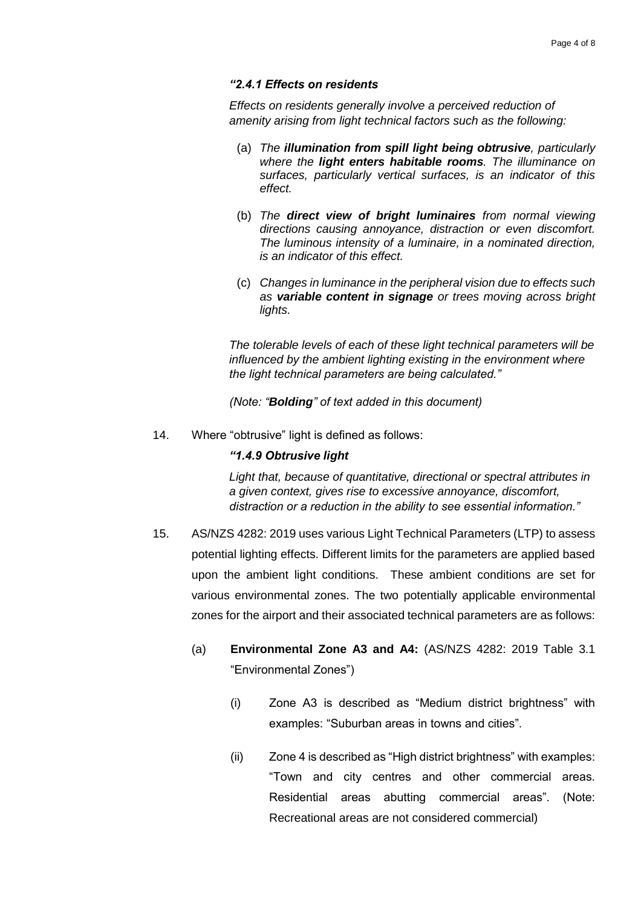***"2.4.1 Effects on residents***

*Effects on residents generally involve a perceived reduction of amenity arising from light technical factors such as the following:*

(a) *The **illumination from spill light being obtrusive**, particularly where the **light enters habitable rooms**. The illuminance on surfaces, particularly vertical surfaces, is an indicator of this effect.*

(b) *The **direct view of bright luminaires** from normal viewing directions causing annoyance, distraction or even discomfort. The luminous intensity of a luminaire, in a nominated direction, is an indicator of this effect.*

(c) *Changes in luminance in the peripheral vision due to effects such as **variable content in signage** or trees moving across bright lights.*

*The tolerable levels of each of these light technical parameters will be influenced by the ambient lighting existing in the environment where the light technical parameters are being calculated."*

*(Note: "**Bolding**" of text added in this document)*

14. Where "obtrusive" light is defined as follows:

    ***"1.4.9 Obtrusive light***

    *Light that, because of quantitative, directional or spectral attributes in a given context, gives rise to excessive annoyance, discomfort, distraction or a reduction in the ability to see essential information."*

15. AS/NZS 4282: 2019 uses various Light Technical Parameters (LTP) to assess potential lighting effects. Different limits for the parameters are applied based upon the ambient light conditions. These ambient conditions are set for various environmental zones. The two potentially applicable environmental zones for the airport and their associated technical parameters are as follows:

    (a) **Environmental Zone A3 and A4:** (AS/NZS 4282: 2019 Table 3.1 "Environmental Zones")

    (i) Zone A3 is described as "Medium district brightness" with examples: "Suburban areas in towns and cities".

    (ii) Zone 4 is described as "High district brightness" with examples: "Town and city centres and other commercial areas. Residential areas abutting commercial areas". (Note: Recreational areas are not considered commercial)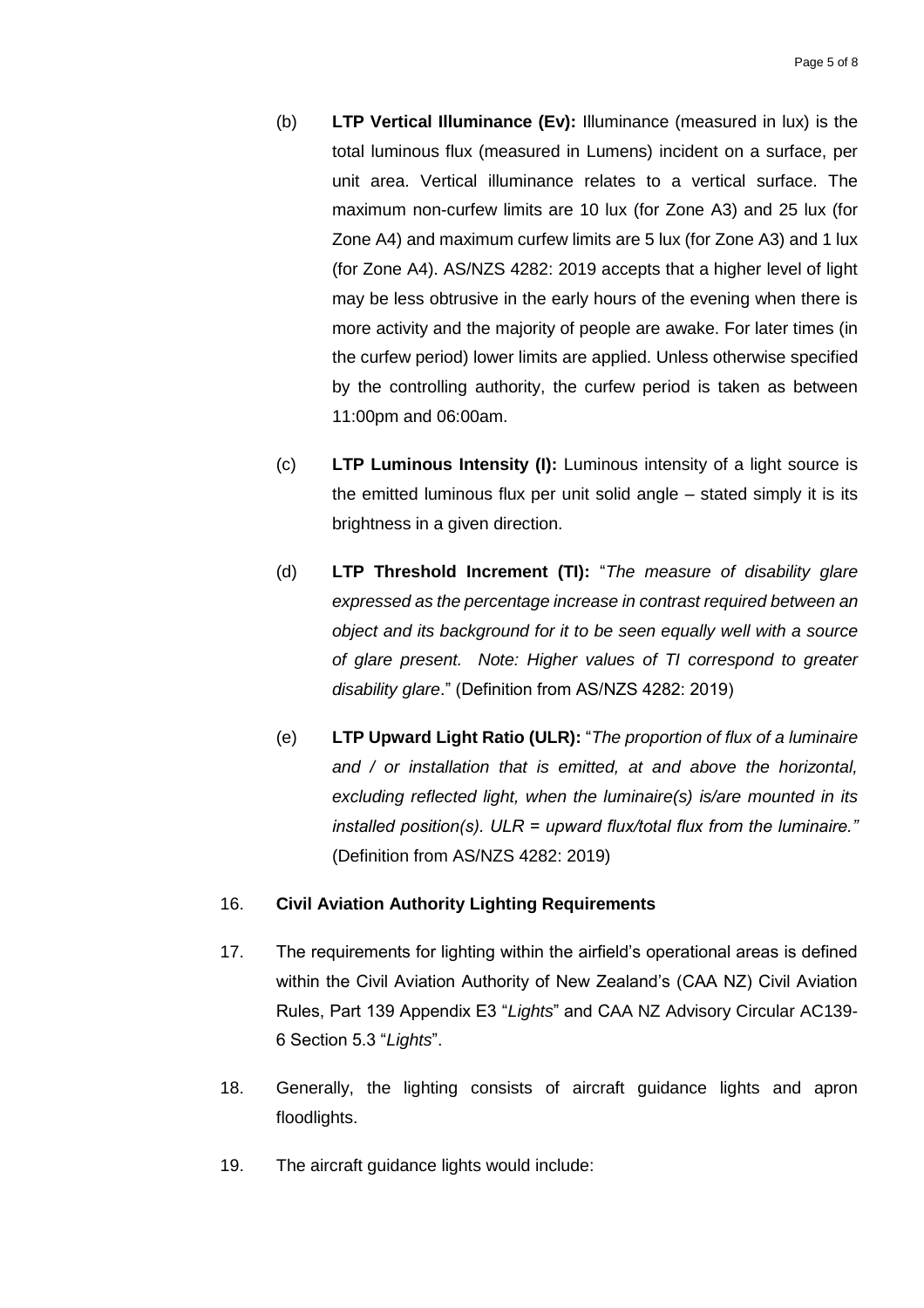(b) **LTP Vertical Illuminance (Ev):** Illuminance (measured in lux) is the total luminous flux (measured in Lumens) incident on a surface, per unit area. Vertical illuminance relates to a vertical surface. The maximum non-curfew limits are 10 lux (for Zone A3) and 25 lux (for Zone A4) and maximum curfew limits are 5 lux (for Zone A3) and 1 lux (for Zone A4). AS/NZS 4282: 2019 accepts that a higher level of light may be less obtrusive in the early hours of the evening when there is more activity and the majority of people are awake. For later times (in the curfew period) lower limits are applied. Unless otherwise specified by the controlling authority, the curfew period is taken as between 11:00pm and 06:00am.

(c) **LTP Luminous Intensity (I):** Luminous intensity of a light source is the emitted luminous flux per unit solid angle – stated simply it is its brightness in a given direction.

(d) **LTP Threshold Increment (TI):** "*The measure of disability glare expressed as the percentage increase in contrast required between an object and its background for it to be seen equally well with a source of glare present. Note: Higher values of TI correspond to greater disability glare*." (Definition from AS/NZS 4282: 2019)

(e) **LTP Upward Light Ratio (ULR):** "*The proportion of flux of a luminaire and / or installation that is emitted, at and above the horizontal, excluding reflected light, when the luminaire(s) is/are mounted in its installed position(s). ULR = upward flux/total flux from the luminaire."* (Definition from AS/NZS 4282: 2019)

16. **Civil Aviation Authority Lighting Requirements**

17. The requirements for lighting within the airfield's operational areas is defined within the Civil Aviation Authority of New Zealand's (CAA NZ) Civil Aviation Rules, Part 139 Appendix E3 "*Lights*" and CAA NZ Advisory Circular AC139-6 Section 5.3 "*Lights*".

18. Generally, the lighting consists of aircraft guidance lights and apron floodlights.

19. The aircraft guidance lights would include: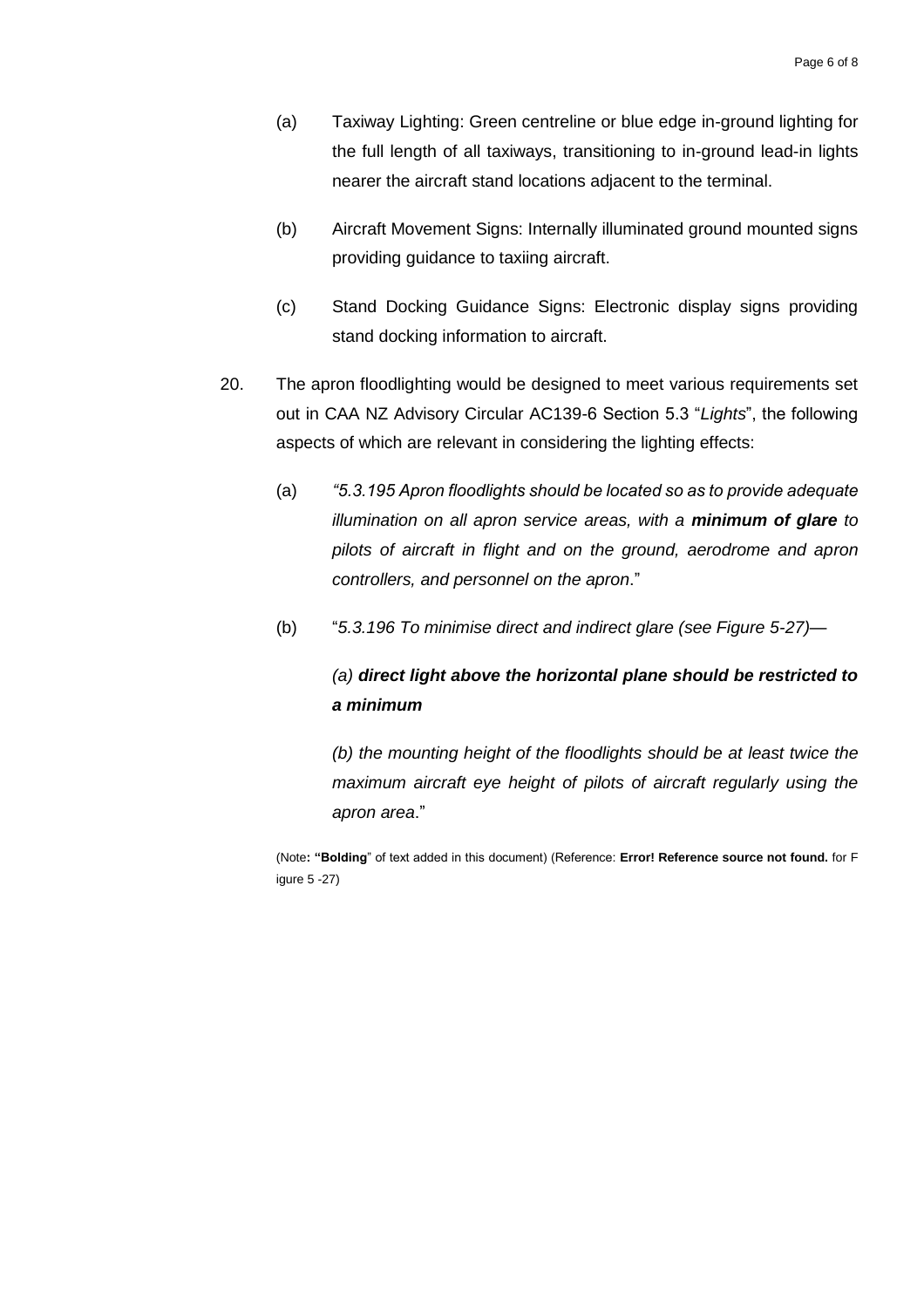(a) Taxiway Lighting: Green centreline or blue edge in-ground lighting for the full length of all taxiways, transitioning to in-ground lead-in lights nearer the aircraft stand locations adjacent to the terminal.

(b) Aircraft Movement Signs: Internally illuminated ground mounted signs providing guidance to taxiing aircraft.

(c) Stand Docking Guidance Signs: Electronic display signs providing stand docking information to aircraft.

20. The apron floodlighting would be designed to meet various requirements set out in CAA NZ Advisory Circular AC139-6 Section 5.3 "*Lights*", the following aspects of which are relevant in considering the lighting effects:

    (a) *"5.3.195 Apron floodlights should be located so as to provide adequate illumination on all apron service areas, with a **minimum of glare** to pilots of aircraft in flight and on the ground, aerodrome and apron controllers, and personnel on the apron*."

    (b) "*5.3.196 To minimise direct and indirect glare (see Figure 5-27)—*

        *(a) **direct light above the horizontal plane should be restricted to a minimum***

        *(b) the mounting height of the floodlights should be at least twice the maximum aircraft eye height of pilots of aircraft regularly using the apron area*."

(Note**: "Bolding**" of text added in this document) (Reference: **Error! Reference source not found.** for F igure 5 -27)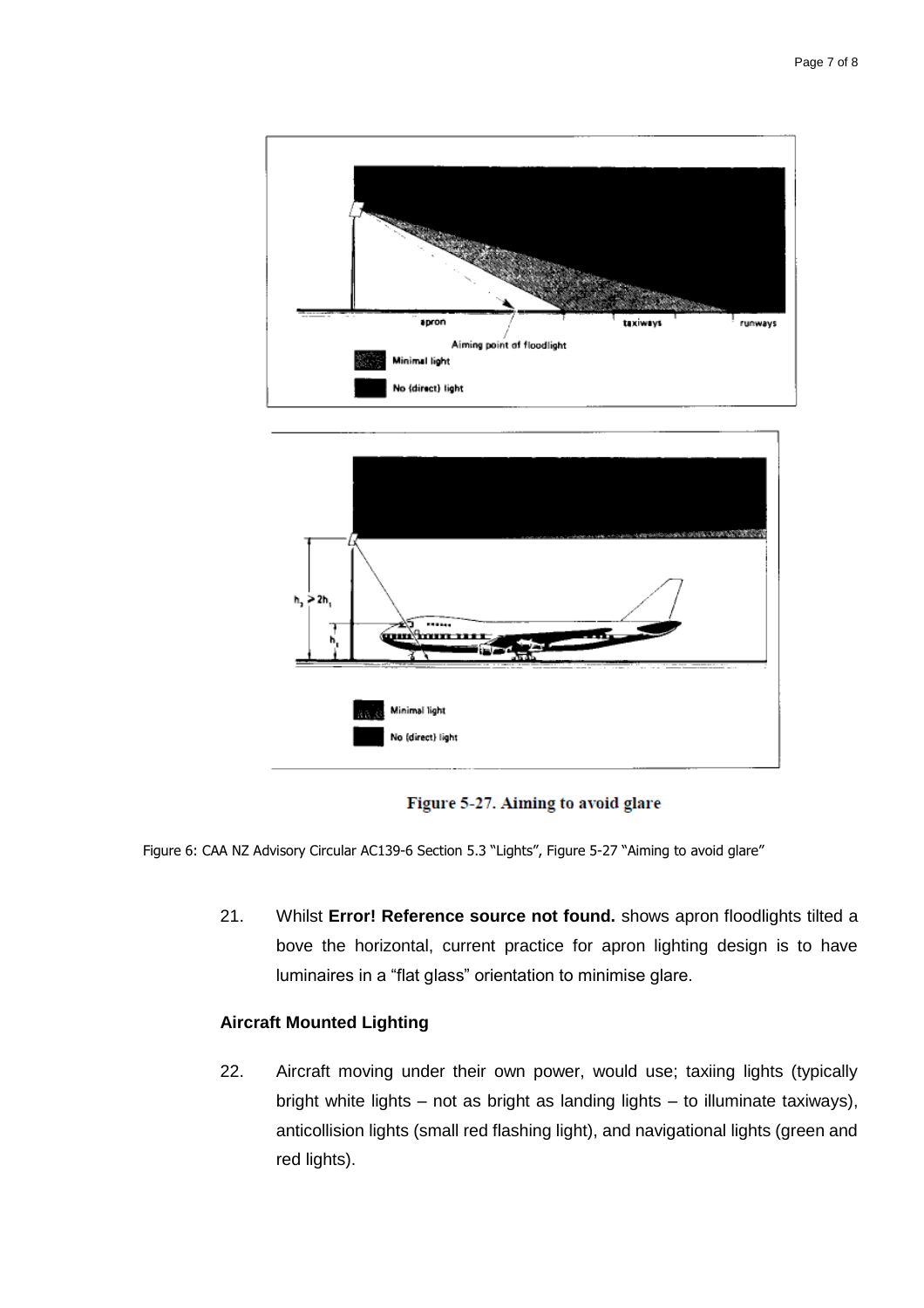Figure 5-27. Aiming to avoid glare

Figure 6: CAA NZ Advisory Circular AC139-6 Section 5.3 "Lights", Figure 5-27 "Aiming to avoid glare"

21. Whilst **Error! Reference source not found.** shows apron floodlights tilted a bove the horizontal, current practice for apron lighting design is to have luminaires in a "flat glass" orientation to minimise glare.

### Aircraft Mounted Lighting

22. Aircraft moving under their own power, would use; taxiing lights (typically bright white lights – not as bright as landing lights – to illuminate taxiways), anticollision lights (small red flashing light), and navigational lights (green and red lights).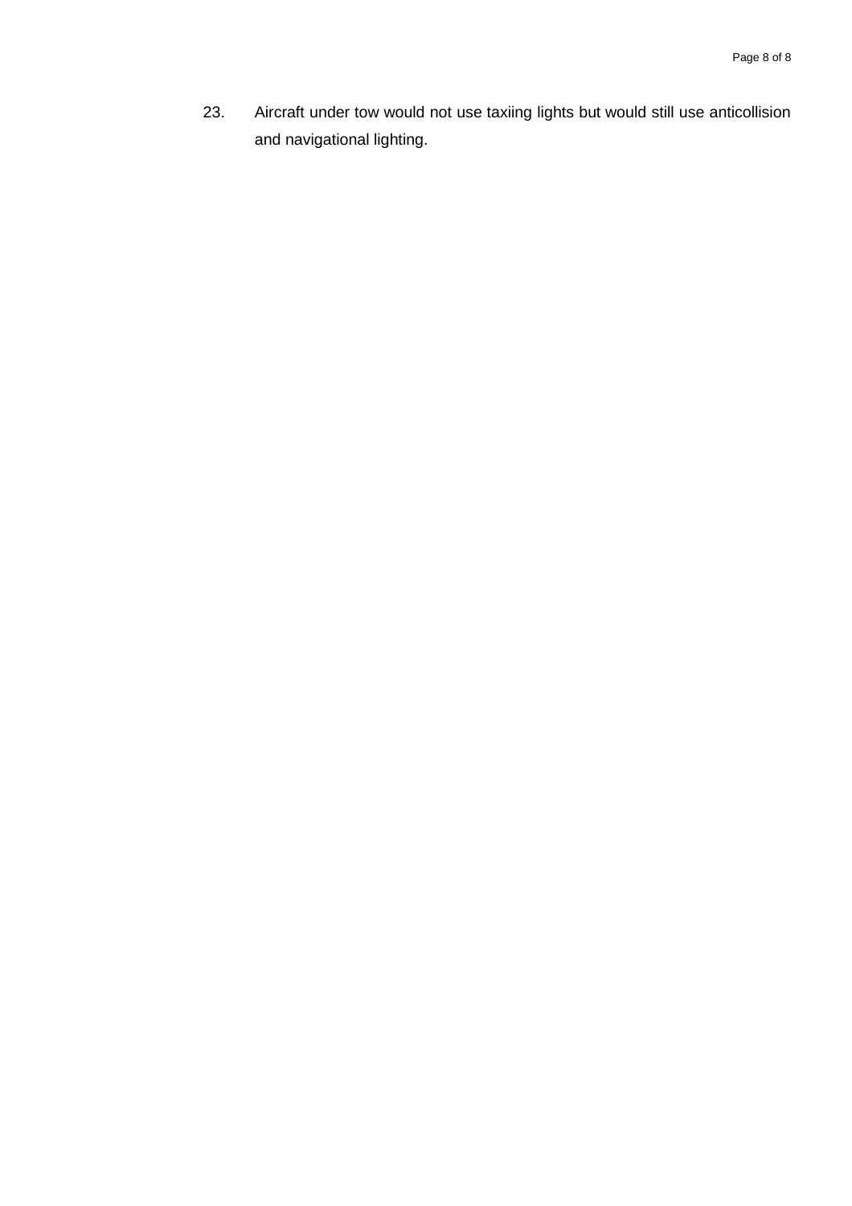23. Aircraft under tow would not use taxiing lights but would still use anticollision and navigational lighting.